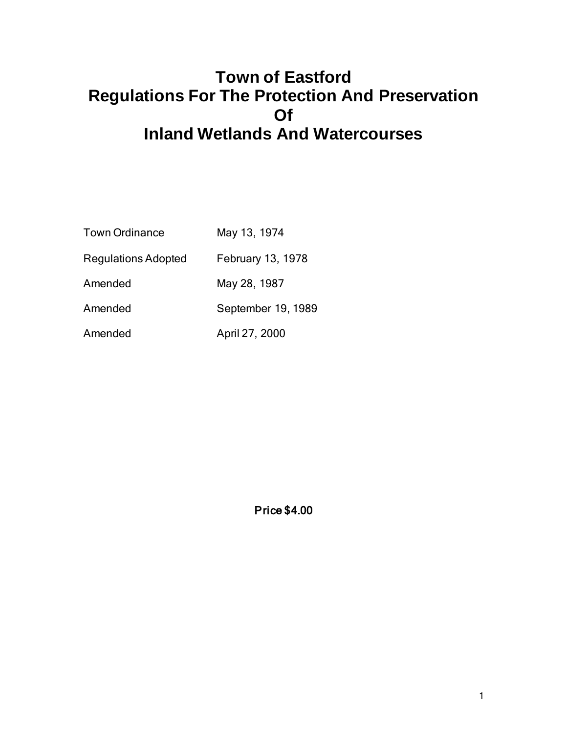# Town of Eastford
# Regulations For The Protection And Preservation
# Of
# Inland Wetlands And Watercourses

| | |
|---|---|
| Town Ordinance | May 13, 1974 |
| Regulations Adopted | February 13, 1978 |
| Amended | May 28, 1987 |
| Amended | September 19, 1989 |
| Amended | April 27, 2000 |

**Price $4.00**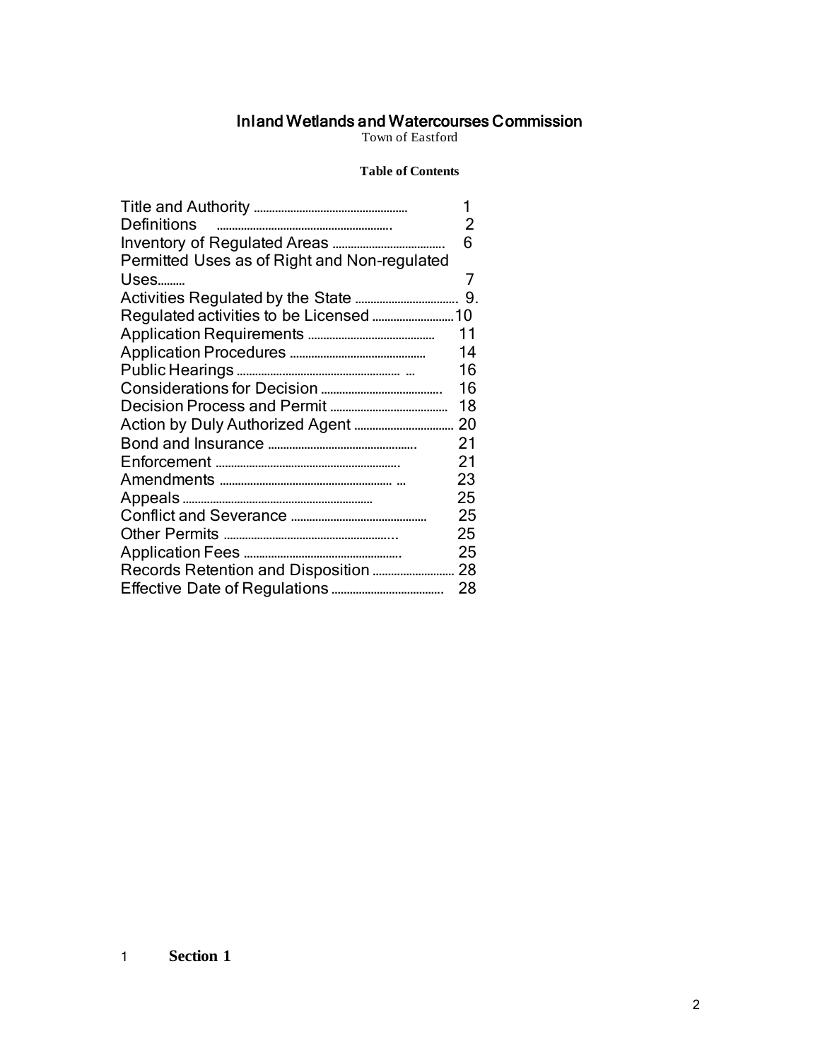# Inland Wetlands and Watercourses Commission

Town of Eastford

**Table of Contents**

| | |
|---|---|
| Title and Authority | 1 |
| Definitions | 2 |
| Inventory of Regulated Areas | 6 |
| Permitted Uses as of Right and Non-regulated Uses | 7 |
| Activities Regulated by the State | 9. |
| Regulated activities to be Licensed | 10 |
| Application Requirements | 11 |
| Application Procedures | 14 |
| Public Hearings | 16 |
| Considerations for Decision | 16 |
| Decision Process and Permit | 18 |
| Action by Duly Authorized Agent | 20 |
| Bond and Insurance | 21 |
| Enforcement | 21 |
| Amendments | 23 |
| Appeals | 25 |
| Conflict and Severance | 25 |
| Other Permits | 25 |
| Application Fees | 25 |
| Records Retention and Disposition | 28 |
| Effective Date of Regulations | 28 |

1 **Section 1**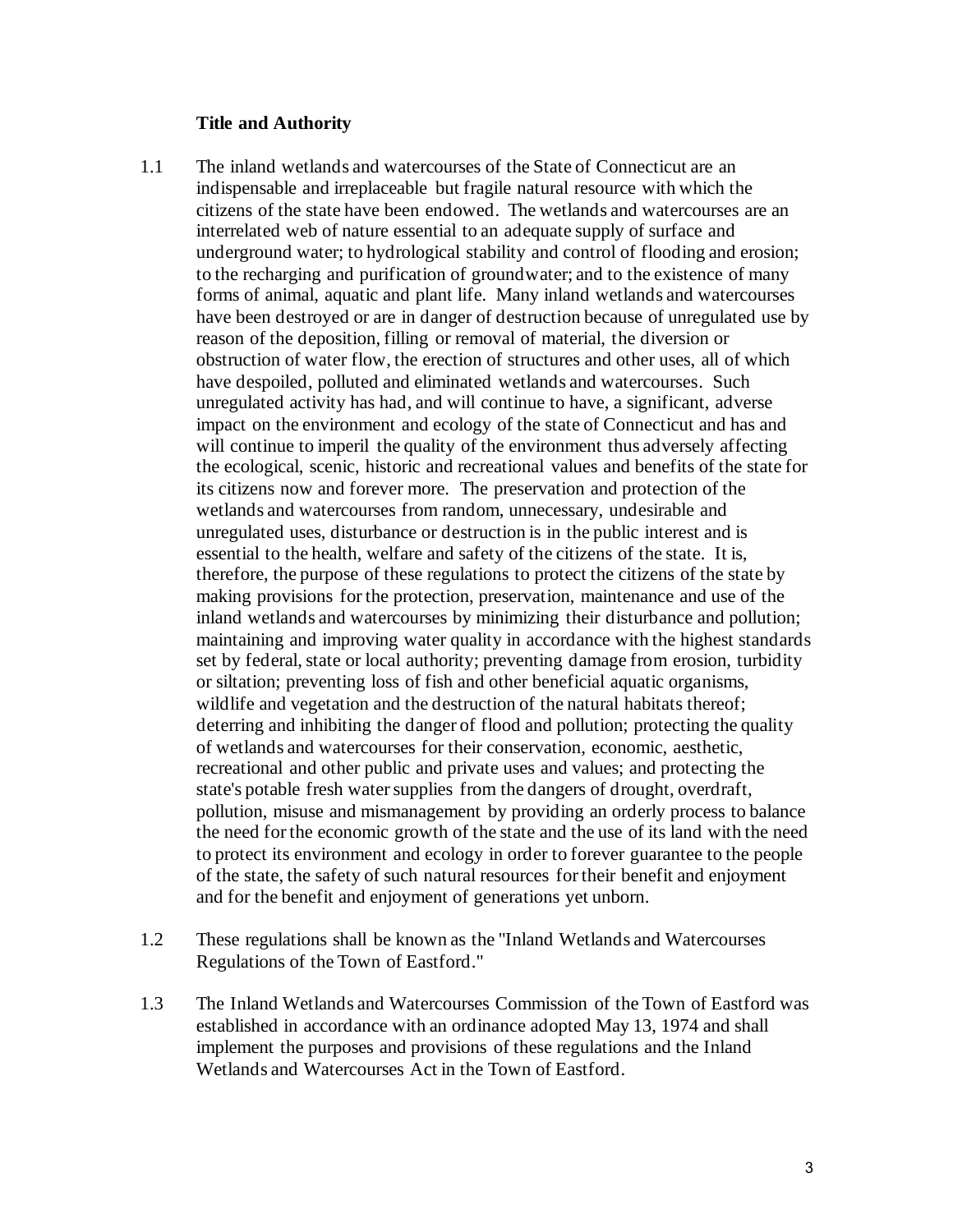## Title and Authority

1.1 The inland wetlands and watercourses of the State of Connecticut are an indispensable and irreplaceable but fragile natural resource with which the citizens of the state have been endowed. The wetlands and watercourses are an interrelated web of nature essential to an adequate supply of surface and underground water; to hydrological stability and control of flooding and erosion; to the recharging and purification of groundwater; and to the existence of many forms of animal, aquatic and plant life. Many inland wetlands and watercourses have been destroyed or are in danger of destruction because of unregulated use by reason of the deposition, filling or removal of material, the diversion or obstruction of water flow, the erection of structures and other uses, all of which have despoiled, polluted and eliminated wetlands and watercourses. Such unregulated activity has had, and will continue to have, a significant, adverse impact on the environment and ecology of the state of Connecticut and has and will continue to imperil the quality of the environment thus adversely affecting the ecological, scenic, historic and recreational values and benefits of the state for its citizens now and forever more. The preservation and protection of the wetlands and watercourses from random, unnecessary, undesirable and unregulated uses, disturbance or destruction is in the public interest and is essential to the health, welfare and safety of the citizens of the state. It is, therefore, the purpose of these regulations to protect the citizens of the state by making provisions for the protection, preservation, maintenance and use of the inland wetlands and watercourses by minimizing their disturbance and pollution; maintaining and improving water quality in accordance with the highest standards set by federal, state or local authority; preventing damage from erosion, turbidity or siltation; preventing loss of fish and other beneficial aquatic organisms, wildlife and vegetation and the destruction of the natural habitats thereof; deterring and inhibiting the danger of flood and pollution; protecting the quality of wetlands and watercourses for their conservation, economic, aesthetic, recreational and other public and private uses and values; and protecting the state's potable fresh water supplies from the dangers of drought, overdraft, pollution, misuse and mismanagement by providing an orderly process to balance the need for the economic growth of the state and the use of its land with the need to protect its environment and ecology in order to forever guarantee to the people of the state, the safety of such natural resources for their benefit and enjoyment and for the benefit and enjoyment of generations yet unborn.

1.2 These regulations shall be known as the "Inland Wetlands and Watercourses Regulations of the Town of Eastford."

1.3 The Inland Wetlands and Watercourses Commission of the Town of Eastford was established in accordance with an ordinance adopted May 13, 1974 and shall implement the purposes and provisions of these regulations and the Inland Wetlands and Watercourses Act in the Town of Eastford.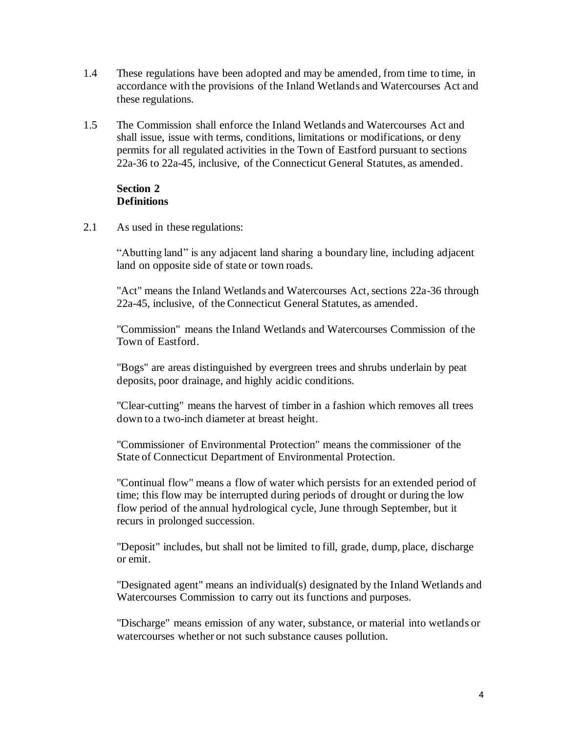1.4 These regulations have been adopted and may be amended, from time to time, in accordance with the provisions of the Inland Wetlands and Watercourses Act and these regulations.

1.5 The Commission shall enforce the Inland Wetlands and Watercourses Act and shall issue, issue with terms, conditions, limitations or modifications, or deny permits for all regulated activities in the Town of Eastford pursuant to sections 22a-36 to 22a-45, inclusive, of the Connecticut General Statutes, as amended.

## Section 2
## Definitions

2.1 As used in these regulations:

"Abutting land" is any adjacent land sharing a boundary line, including adjacent land on opposite side of state or town roads.

"Act" means the Inland Wetlands and Watercourses Act, sections 22a-36 through 22a-45, inclusive, of the Connecticut General Statutes, as amended.

"Commission" means the Inland Wetlands and Watercourses Commission of the Town of Eastford.

"Bogs" are areas distinguished by evergreen trees and shrubs underlain by peat deposits, poor drainage, and highly acidic conditions.

"Clear-cutting" means the harvest of timber in a fashion which removes all trees down to a two-inch diameter at breast height.

"Commissioner of Environmental Protection" means the commissioner of the State of Connecticut Department of Environmental Protection.

"Continual flow" means a flow of water which persists for an extended period of time; this flow may be interrupted during periods of drought or during the low flow period of the annual hydrological cycle, June through September, but it recurs in prolonged succession.

"Deposit" includes, but shall not be limited to fill, grade, dump, place, discharge or emit.

"Designated agent" means an individual(s) designated by the Inland Wetlands and Watercourses Commission to carry out its functions and purposes.

"Discharge" means emission of any water, substance, or material into wetlands or watercourses whether or not such substance causes pollution.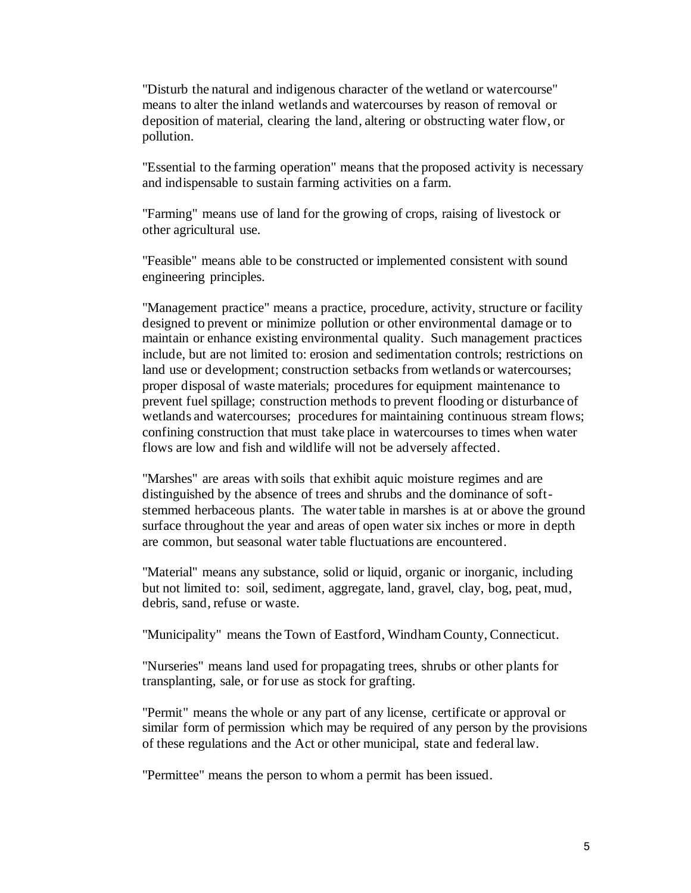"Disturb the natural and indigenous character of the wetland or watercourse" means to alter the inland wetlands and watercourses by reason of removal or deposition of material, clearing the land, altering or obstructing water flow, or pollution.

"Essential to the farming operation" means that the proposed activity is necessary and indispensable to sustain farming activities on a farm.

"Farming" means use of land for the growing of crops, raising of livestock or other agricultural use.

"Feasible" means able to be constructed or implemented consistent with sound engineering principles.

"Management practice" means a practice, procedure, activity, structure or facility designed to prevent or minimize pollution or other environmental damage or to maintain or enhance existing environmental quality. Such management practices include, but are not limited to: erosion and sedimentation controls; restrictions on land use or development; construction setbacks from wetlands or watercourses; proper disposal of waste materials; procedures for equipment maintenance to prevent fuel spillage; construction methods to prevent flooding or disturbance of wetlands and watercourses; procedures for maintaining continuous stream flows; confining construction that must take place in watercourses to times when water flows are low and fish and wildlife will not be adversely affected.

"Marshes" are areas with soils that exhibit aquic moisture regimes and are distinguished by the absence of trees and shrubs and the dominance of soft-stemmed herbaceous plants. The water table in marshes is at or above the ground surface throughout the year and areas of open water six inches or more in depth are common, but seasonal water table fluctuations are encountered.

"Material" means any substance, solid or liquid, organic or inorganic, including but not limited to: soil, sediment, aggregate, land, gravel, clay, bog, peat, mud, debris, sand, refuse or waste.

"Municipality" means the Town of Eastford, Windham County, Connecticut.

"Nurseries" means land used for propagating trees, shrubs or other plants for transplanting, sale, or for use as stock for grafting.

"Permit" means the whole or any part of any license, certificate or approval or similar form of permission which may be required of any person by the provisions of these regulations and the Act or other municipal, state and federal law.

"Permittee" means the person to whom a permit has been issued.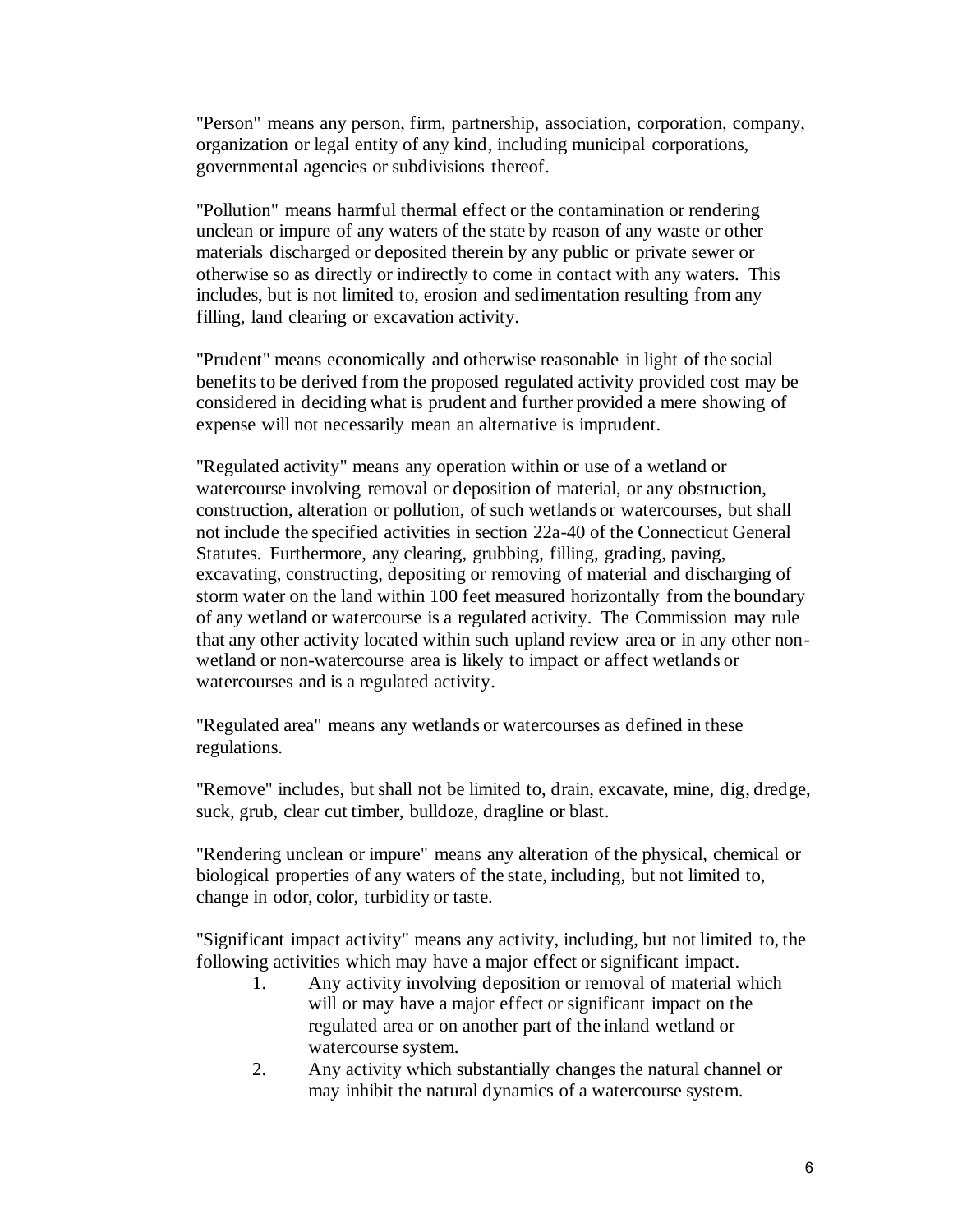"Person" means any person, firm, partnership, association, corporation, company, organization or legal entity of any kind, including municipal corporations, governmental agencies or subdivisions thereof.

"Pollution" means harmful thermal effect or the contamination or rendering unclean or impure of any waters of the state by reason of any waste or other materials discharged or deposited therein by any public or private sewer or otherwise so as directly or indirectly to come in contact with any waters. This includes, but is not limited to, erosion and sedimentation resulting from any filling, land clearing or excavation activity.

"Prudent" means economically and otherwise reasonable in light of the social benefits to be derived from the proposed regulated activity provided cost may be considered in deciding what is prudent and further provided a mere showing of expense will not necessarily mean an alternative is imprudent.

"Regulated activity" means any operation within or use of a wetland or watercourse involving removal or deposition of material, or any obstruction, construction, alteration or pollution, of such wetlands or watercourses, but shall not include the specified activities in section 22a-40 of the Connecticut General Statutes. Furthermore, any clearing, grubbing, filling, grading, paving, excavating, constructing, depositing or removing of material and discharging of storm water on the land within 100 feet measured horizontally from the boundary of any wetland or watercourse is a regulated activity. The Commission may rule that any other activity located within such upland review area or in any other non-wetland or non-watercourse area is likely to impact or affect wetlands or watercourses and is a regulated activity.

"Regulated area" means any wetlands or watercourses as defined in these regulations.

"Remove" includes, but shall not be limited to, drain, excavate, mine, dig, dredge, suck, grub, clear cut timber, bulldoze, dragline or blast.

"Rendering unclean or impure" means any alteration of the physical, chemical or biological properties of any waters of the state, including, but not limited to, change in odor, color, turbidity or taste.

"Significant impact activity" means any activity, including, but not limited to, the following activities which may have a major effect or significant impact.

1. Any activity involving deposition or removal of material which will or may have a major effect or significant impact on the regulated area or on another part of the inland wetland or watercourse system.
2. Any activity which substantially changes the natural channel or may inhibit the natural dynamics of a watercourse system.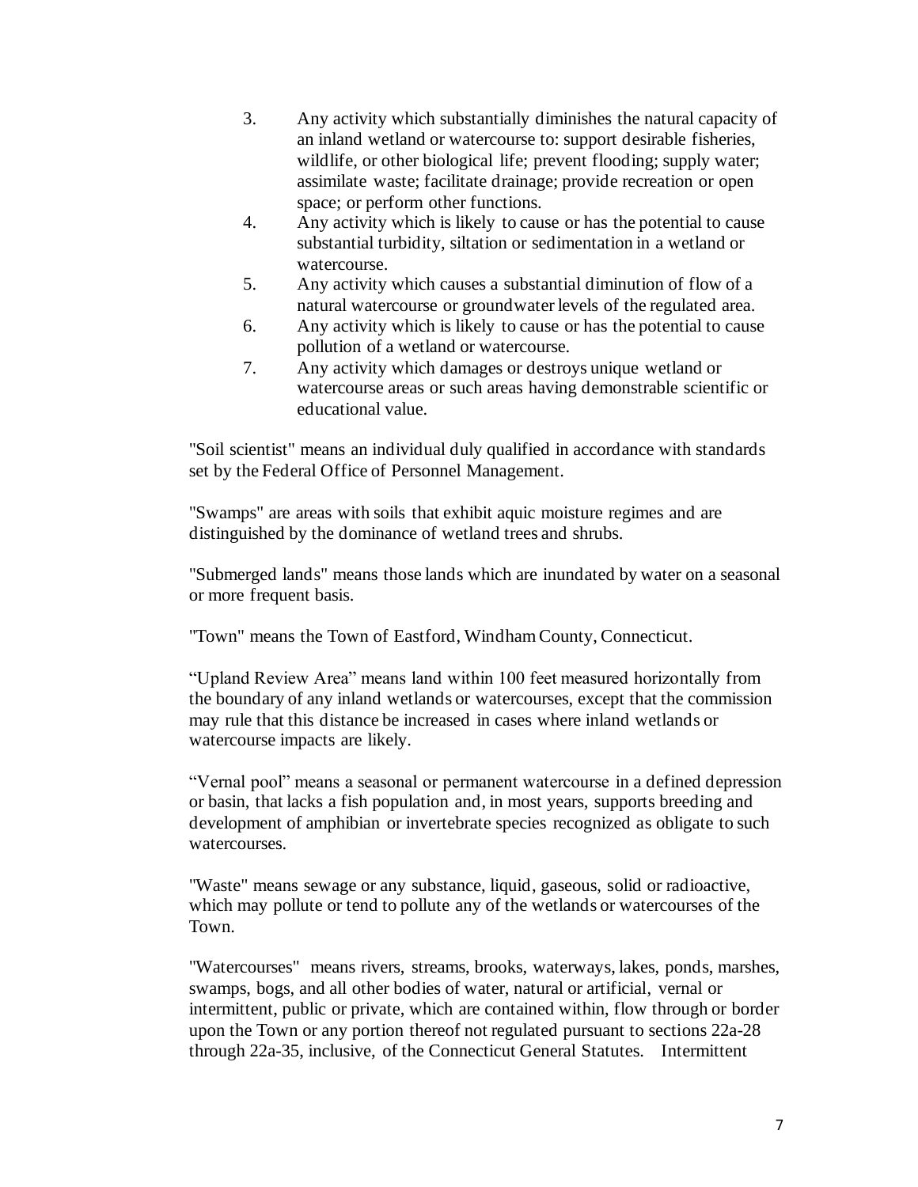3. Any activity which substantially diminishes the natural capacity of an inland wetland or watercourse to: support desirable fisheries, wildlife, or other biological life; prevent flooding; supply water; assimilate waste; facilitate drainage; provide recreation or open space; or perform other functions.
4. Any activity which is likely to cause or has the potential to cause substantial turbidity, siltation or sedimentation in a wetland or watercourse.
5. Any activity which causes a substantial diminution of flow of a natural watercourse or groundwater levels of the regulated area.
6. Any activity which is likely to cause or has the potential to cause pollution of a wetland or watercourse.
7. Any activity which damages or destroys unique wetland or watercourse areas or such areas having demonstrable scientific or educational value.

"Soil scientist" means an individual duly qualified in accordance with standards set by the Federal Office of Personnel Management.

"Swamps" are areas with soils that exhibit aquic moisture regimes and are distinguished by the dominance of wetland trees and shrubs.

"Submerged lands" means those lands which are inundated by water on a seasonal or more frequent basis.

"Town" means the Town of Eastford, Windham County, Connecticut.

"Upland Review Area" means land within 100 feet measured horizontally from the boundary of any inland wetlands or watercourses, except that the commission may rule that this distance be increased in cases where inland wetlands or watercourse impacts are likely.

"Vernal pool" means a seasonal or permanent watercourse in a defined depression or basin, that lacks a fish population and, in most years, supports breeding and development of amphibian or invertebrate species recognized as obligate to such watercourses.

"Waste" means sewage or any substance, liquid, gaseous, solid or radioactive, which may pollute or tend to pollute any of the wetlands or watercourses of the Town.

"Watercourses" means rivers, streams, brooks, waterways, lakes, ponds, marshes, swamps, bogs, and all other bodies of water, natural or artificial, vernal or intermittent, public or private, which are contained within, flow through or border upon the Town or any portion thereof not regulated pursuant to sections 22a-28 through 22a-35, inclusive, of the Connecticut General Statutes. Intermittent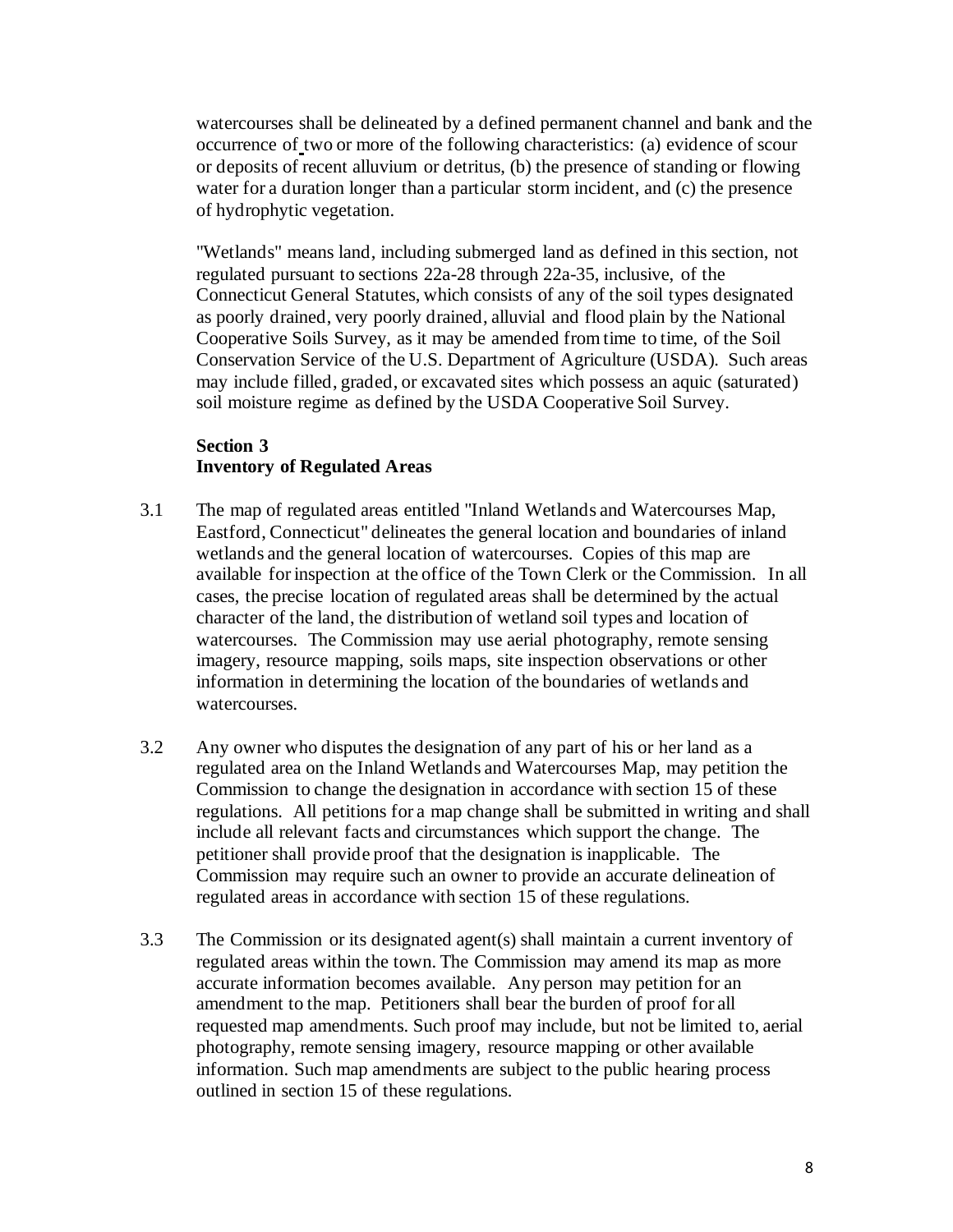watercourses shall be delineated by a defined permanent channel and bank and the occurrence of two or more of the following characteristics: (a) evidence of scour or deposits of recent alluvium or detritus, (b) the presence of standing or flowing water for a duration longer than a particular storm incident, and (c) the presence of hydrophytic vegetation.

"Wetlands" means land, including submerged land as defined in this section, not regulated pursuant to sections 22a-28 through 22a-35, inclusive, of the Connecticut General Statutes, which consists of any of the soil types designated as poorly drained, very poorly drained, alluvial and flood plain by the National Cooperative Soils Survey, as it may be amended from time to time, of the Soil Conservation Service of the U.S. Department of Agriculture (USDA). Such areas may include filled, graded, or excavated sites which possess an aquic (saturated) soil moisture regime as defined by the USDA Cooperative Soil Survey.

## Section 3
## Inventory of Regulated Areas

3.1 The map of regulated areas entitled "Inland Wetlands and Watercourses Map, Eastford, Connecticut" delineates the general location and boundaries of inland wetlands and the general location of watercourses. Copies of this map are available for inspection at the office of the Town Clerk or the Commission. In all cases, the precise location of regulated areas shall be determined by the actual character of the land, the distribution of wetland soil types and location of watercourses. The Commission may use aerial photography, remote sensing imagery, resource mapping, soils maps, site inspection observations or other information in determining the location of the boundaries of wetlands and watercourses.

3.2 Any owner who disputes the designation of any part of his or her land as a regulated area on the Inland Wetlands and Watercourses Map, may petition the Commission to change the designation in accordance with section 15 of these regulations. All petitions for a map change shall be submitted in writing and shall include all relevant facts and circumstances which support the change. The petitioner shall provide proof that the designation is inapplicable. The Commission may require such an owner to provide an accurate delineation of regulated areas in accordance with section 15 of these regulations.

3.3 The Commission or its designated agent(s) shall maintain a current inventory of regulated areas within the town. The Commission may amend its map as more accurate information becomes available. Any person may petition for an amendment to the map. Petitioners shall bear the burden of proof for all requested map amendments. Such proof may include, but not be limited to, aerial photography, remote sensing imagery, resource mapping or other available information. Such map amendments are subject to the public hearing process outlined in section 15 of these regulations.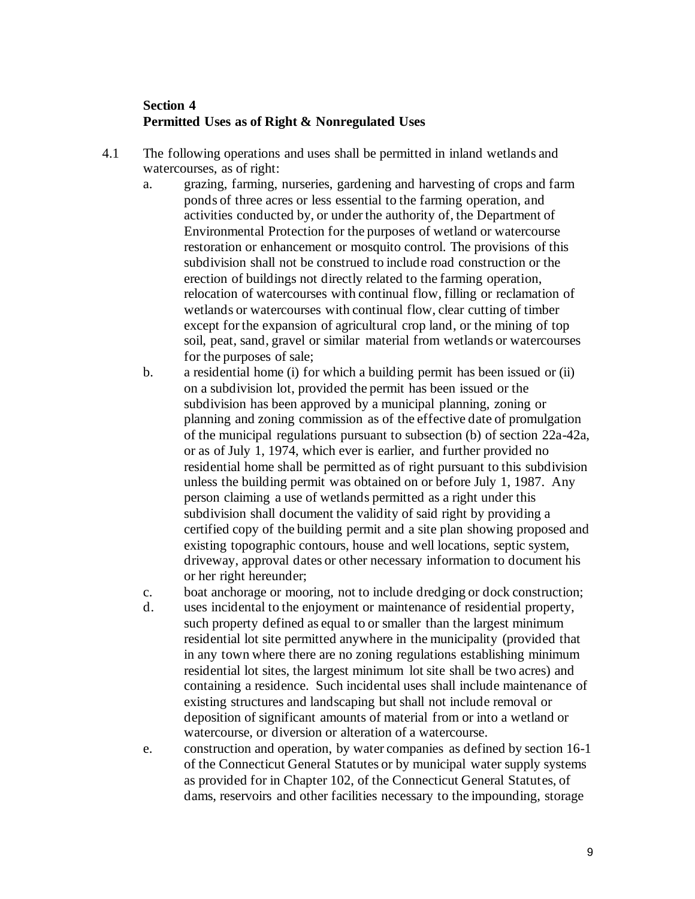## Section 4
## Permitted Uses as of Right & Nonregulated Uses

4.1 The following operations and uses shall be permitted in inland wetlands and watercourses, as of right:

a. grazing, farming, nurseries, gardening and harvesting of crops and farm ponds of three acres or less essential to the farming operation, and activities conducted by, or under the authority of, the Department of Environmental Protection for the purposes of wetland or watercourse restoration or enhancement or mosquito control. The provisions of this subdivision shall not be construed to include road construction or the erection of buildings not directly related to the farming operation, relocation of watercourses with continual flow, filling or reclamation of wetlands or watercourses with continual flow, clear cutting of timber except for the expansion of agricultural crop land, or the mining of top soil, peat, sand, gravel or similar material from wetlands or watercourses for the purposes of sale;

b. a residential home (i) for which a building permit has been issued or (ii) on a subdivision lot, provided the permit has been issued or the subdivision has been approved by a municipal planning, zoning or planning and zoning commission as of the effective date of promulgation of the municipal regulations pursuant to subsection (b) of section 22a-42a, or as of July 1, 1974, which ever is earlier, and further provided no residential home shall be permitted as of right pursuant to this subdivision unless the building permit was obtained on or before July 1, 1987. Any person claiming a use of wetlands permitted as a right under this subdivision shall document the validity of said right by providing a certified copy of the building permit and a site plan showing proposed and existing topographic contours, house and well locations, septic system, driveway, approval dates or other necessary information to document his or her right hereunder;

c. boat anchorage or mooring, not to include dredging or dock construction;

d. uses incidental to the enjoyment or maintenance of residential property, such property defined as equal to or smaller than the largest minimum residential lot site permitted anywhere in the municipality (provided that in any town where there are no zoning regulations establishing minimum residential lot sites, the largest minimum lot site shall be two acres) and containing a residence. Such incidental uses shall include maintenance of existing structures and landscaping but shall not include removal or deposition of significant amounts of material from or into a wetland or watercourse, or diversion or alteration of a watercourse.

e. construction and operation, by water companies as defined by section 16-1 of the Connecticut General Statutes or by municipal water supply systems as provided for in Chapter 102, of the Connecticut General Statutes, of dams, reservoirs and other facilities necessary to the impounding, storage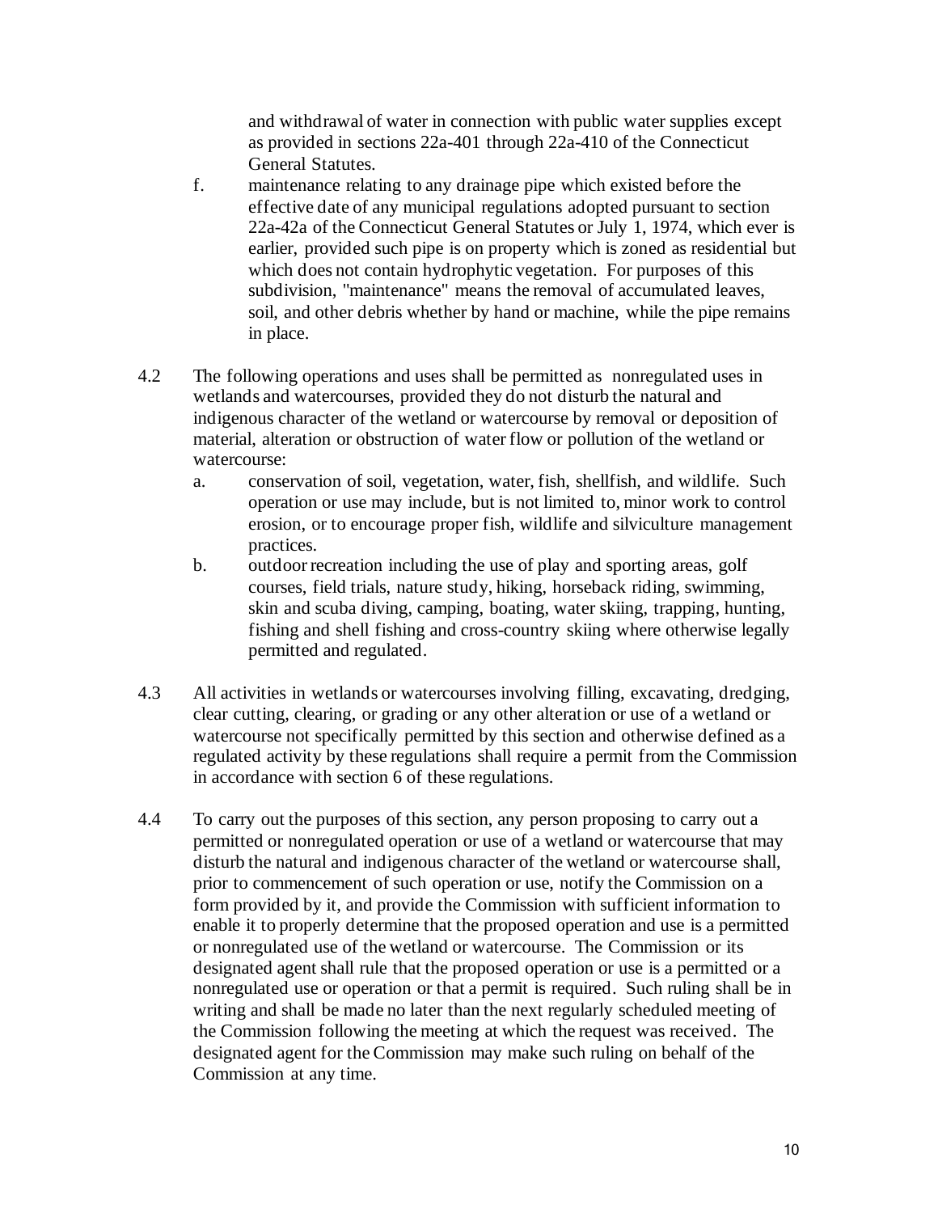and withdrawal of water in connection with public water supplies except as provided in sections 22a-401 through 22a-410 of the Connecticut General Statutes.

f. maintenance relating to any drainage pipe which existed before the effective date of any municipal regulations adopted pursuant to section 22a-42a of the Connecticut General Statutes or July 1, 1974, which ever is earlier, provided such pipe is on property which is zoned as residential but which does not contain hydrophytic vegetation. For purposes of this subdivision, "maintenance" means the removal of accumulated leaves, soil, and other debris whether by hand or machine, while the pipe remains in place.

4.2 The following operations and uses shall be permitted as nonregulated uses in wetlands and watercourses, provided they do not disturb the natural and indigenous character of the wetland or watercourse by removal or deposition of material, alteration or obstruction of water flow or pollution of the wetland or watercourse:

a. conservation of soil, vegetation, water, fish, shellfish, and wildlife. Such operation or use may include, but is not limited to, minor work to control erosion, or to encourage proper fish, wildlife and silviculture management practices.

b. outdoor recreation including the use of play and sporting areas, golf courses, field trials, nature study, hiking, horseback riding, swimming, skin and scuba diving, camping, boating, water skiing, trapping, hunting, fishing and shell fishing and cross-country skiing where otherwise legally permitted and regulated.

4.3 All activities in wetlands or watercourses involving filling, excavating, dredging, clear cutting, clearing, or grading or any other alteration or use of a wetland or watercourse not specifically permitted by this section and otherwise defined as a regulated activity by these regulations shall require a permit from the Commission in accordance with section 6 of these regulations.

4.4 To carry out the purposes of this section, any person proposing to carry out a permitted or nonregulated operation or use of a wetland or watercourse that may disturb the natural and indigenous character of the wetland or watercourse shall, prior to commencement of such operation or use, notify the Commission on a form provided by it, and provide the Commission with sufficient information to enable it to properly determine that the proposed operation and use is a permitted or nonregulated use of the wetland or watercourse. The Commission or its designated agent shall rule that the proposed operation or use is a permitted or a nonregulated use or operation or that a permit is required. Such ruling shall be in writing and shall be made no later than the next regularly scheduled meeting of the Commission following the meeting at which the request was received. The designated agent for the Commission may make such ruling on behalf of the Commission at any time.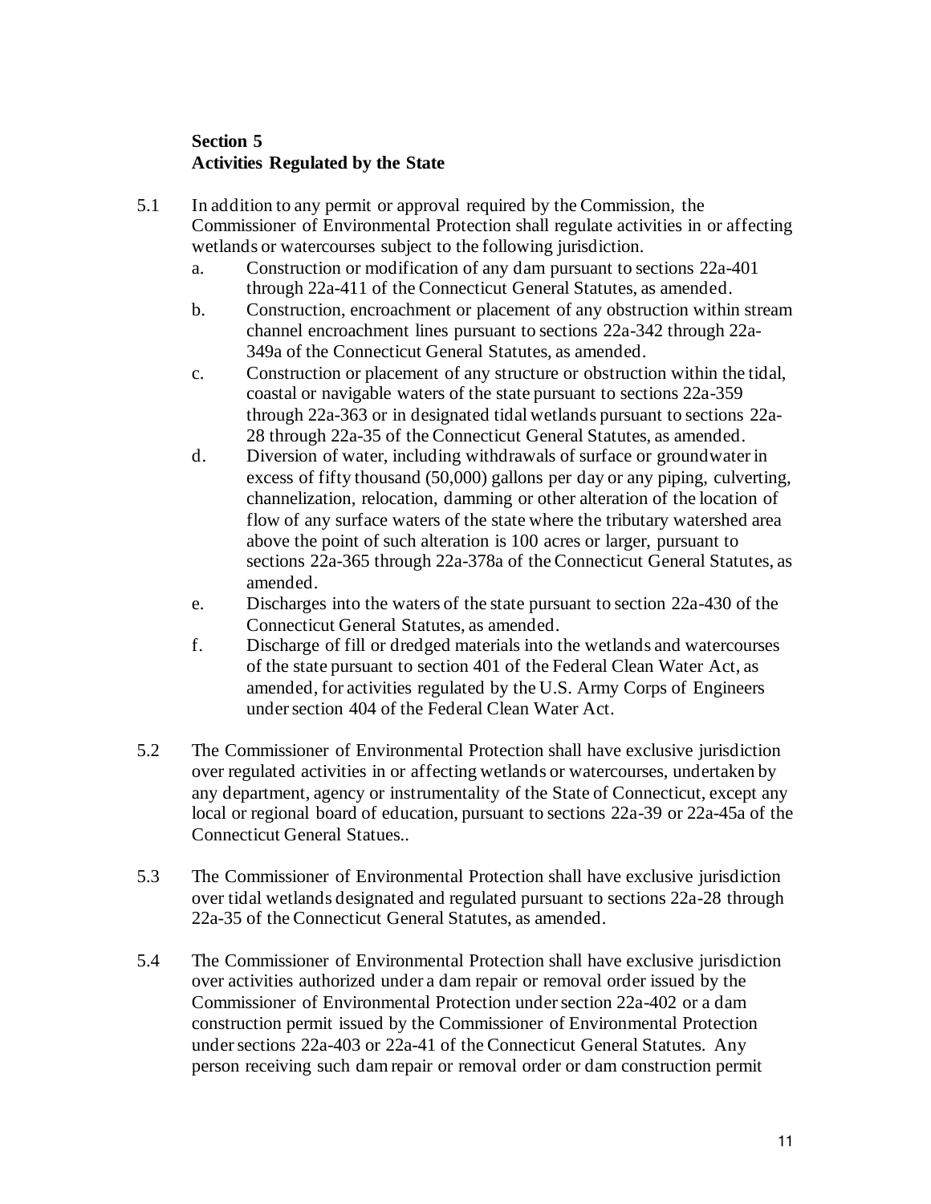## Section 5
## Activities Regulated by the State

5.1 In addition to any permit or approval required by the Commission, the Commissioner of Environmental Protection shall regulate activities in or affecting wetlands or watercourses subject to the following jurisdiction.

a. Construction or modification of any dam pursuant to sections 22a-401 through 22a-411 of the Connecticut General Statutes, as amended.

b. Construction, encroachment or placement of any obstruction within stream channel encroachment lines pursuant to sections 22a-342 through 22a-349a of the Connecticut General Statutes, as amended.

c. Construction or placement of any structure or obstruction within the tidal, coastal or navigable waters of the state pursuant to sections 22a-359 through 22a-363 or in designated tidal wetlands pursuant to sections 22a-28 through 22a-35 of the Connecticut General Statutes, as amended.

d. Diversion of water, including withdrawals of surface or groundwater in excess of fifty thousand (50,000) gallons per day or any piping, culverting, channelization, relocation, damming or other alteration of the location of flow of any surface waters of the state where the tributary watershed area above the point of such alteration is 100 acres or larger, pursuant to sections 22a-365 through 22a-378a of the Connecticut General Statutes, as amended.

e. Discharges into the waters of the state pursuant to section 22a-430 of the Connecticut General Statutes, as amended.

f. Discharge of fill or dredged materials into the wetlands and watercourses of the state pursuant to section 401 of the Federal Clean Water Act, as amended, for activities regulated by the U.S. Army Corps of Engineers under section 404 of the Federal Clean Water Act.

5.2 The Commissioner of Environmental Protection shall have exclusive jurisdiction over regulated activities in or affecting wetlands or watercourses, undertaken by any department, agency or instrumentality of the State of Connecticut, except any local or regional board of education, pursuant to sections 22a-39 or 22a-45a of the Connecticut General Statues..

5.3 The Commissioner of Environmental Protection shall have exclusive jurisdiction over tidal wetlands designated and regulated pursuant to sections 22a-28 through 22a-35 of the Connecticut General Statutes, as amended.

5.4 The Commissioner of Environmental Protection shall have exclusive jurisdiction over activities authorized under a dam repair or removal order issued by the Commissioner of Environmental Protection under section 22a-402 or a dam construction permit issued by the Commissioner of Environmental Protection under sections 22a-403 or 22a-41 of the Connecticut General Statutes. Any person receiving such dam repair or removal order or dam construction permit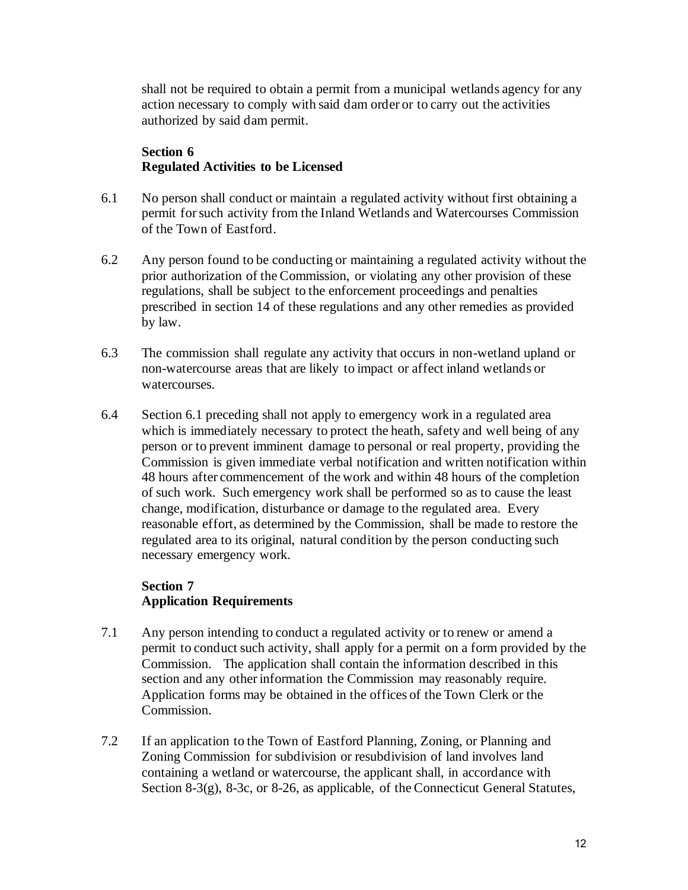shall not be required to obtain a permit from a municipal wetlands agency for any action necessary to comply with said dam order or to carry out the activities authorized by said dam permit.

**Section 6**
**Regulated Activities to be Licensed**

6.1 No person shall conduct or maintain a regulated activity without first obtaining a permit for such activity from the Inland Wetlands and Watercourses Commission of the Town of Eastford.

6.2 Any person found to be conducting or maintaining a regulated activity without the prior authorization of the Commission, or violating any other provision of these regulations, shall be subject to the enforcement proceedings and penalties prescribed in section 14 of these regulations and any other remedies as provided by law.

6.3 The commission shall regulate any activity that occurs in non-wetland upland or non-watercourse areas that are likely to impact or affect inland wetlands or watercourses.

6.4 Section 6.1 preceding shall not apply to emergency work in a regulated area which is immediately necessary to protect the heath, safety and well being of any person or to prevent imminent damage to personal or real property, providing the Commission is given immediate verbal notification and written notification within 48 hours after commencement of the work and within 48 hours of the completion of such work. Such emergency work shall be performed so as to cause the least change, modification, disturbance or damage to the regulated area. Every reasonable effort, as determined by the Commission, shall be made to restore the regulated area to its original, natural condition by the person conducting such necessary emergency work.

**Section 7**
**Application Requirements**

7.1 Any person intending to conduct a regulated activity or to renew or amend a permit to conduct such activity, shall apply for a permit on a form provided by the Commission. The application shall contain the information described in this section and any other information the Commission may reasonably require. Application forms may be obtained in the offices of the Town Clerk or the Commission.

7.2 If an application to the Town of Eastford Planning, Zoning, or Planning and Zoning Commission for subdivision or resubdivision of land involves land containing a wetland or watercourse, the applicant shall, in accordance with Section 8-3(g), 8-3c, or 8-26, as applicable, of the Connecticut General Statutes,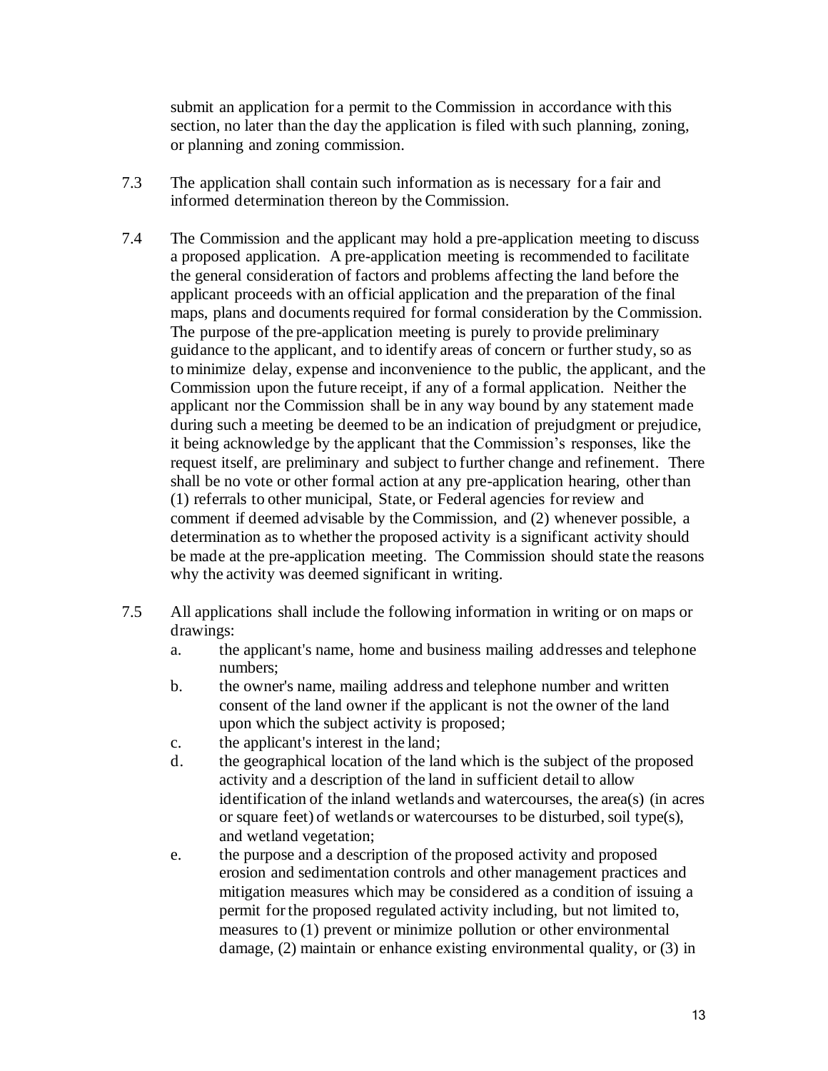submit an application for a permit to the Commission in accordance with this section, no later than the day the application is filed with such planning, zoning, or planning and zoning commission.

7.3 The application shall contain such information as is necessary for a fair and informed determination thereon by the Commission.

7.4 The Commission and the applicant may hold a pre-application meeting to discuss a proposed application. A pre-application meeting is recommended to facilitate the general consideration of factors and problems affecting the land before the applicant proceeds with an official application and the preparation of the final maps, plans and documents required for formal consideration by the Commission. The purpose of the pre-application meeting is purely to provide preliminary guidance to the applicant, and to identify areas of concern or further study, so as to minimize delay, expense and inconvenience to the public, the applicant, and the Commission upon the future receipt, if any of a formal application. Neither the applicant nor the Commission shall be in any way bound by any statement made during such a meeting be deemed to be an indication of prejudgment or prejudice, it being acknowledge by the applicant that the Commission's responses, like the request itself, are preliminary and subject to further change and refinement. There shall be no vote or other formal action at any pre-application hearing, other than (1) referrals to other municipal, State, or Federal agencies for review and comment if deemed advisable by the Commission, and (2) whenever possible, a determination as to whether the proposed activity is a significant activity should be made at the pre-application meeting. The Commission should state the reasons why the activity was deemed significant in writing.

7.5 All applications shall include the following information in writing or on maps or drawings:

a. the applicant's name, home and business mailing addresses and telephone numbers;

b. the owner's name, mailing address and telephone number and written consent of the land owner if the applicant is not the owner of the land upon which the subject activity is proposed;

c. the applicant's interest in the land;

d. the geographical location of the land which is the subject of the proposed activity and a description of the land in sufficient detail to allow identification of the inland wetlands and watercourses, the area(s) (in acres or square feet) of wetlands or watercourses to be disturbed, soil type(s), and wetland vegetation;

e. the purpose and a description of the proposed activity and proposed erosion and sedimentation controls and other management practices and mitigation measures which may be considered as a condition of issuing a permit for the proposed regulated activity including, but not limited to, measures to (1) prevent or minimize pollution or other environmental damage, (2) maintain or enhance existing environmental quality, or (3) in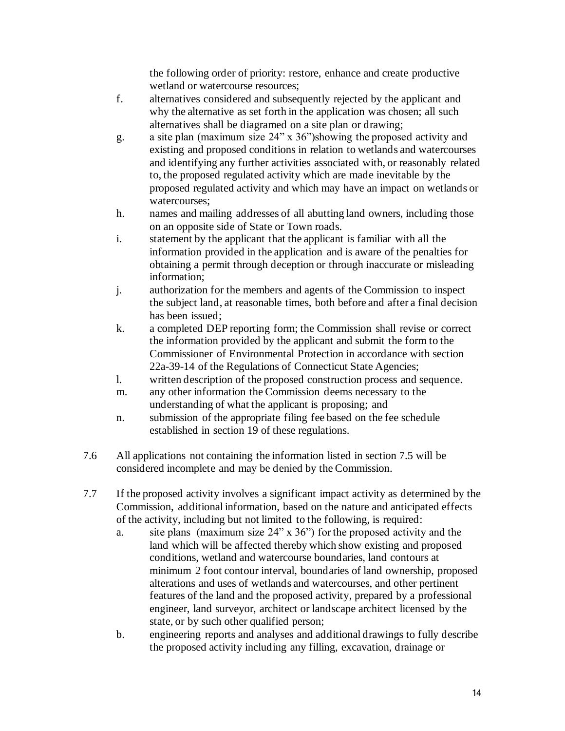the following order of priority: restore, enhance and create productive wetland or watercourse resources;

f. alternatives considered and subsequently rejected by the applicant and why the alternative as set forth in the application was chosen; all such alternatives shall be diagramed on a site plan or drawing;

g. a site plan (maximum size 24" x 36")showing the proposed activity and existing and proposed conditions in relation to wetlands and watercourses and identifying any further activities associated with, or reasonably related to, the proposed regulated activity which are made inevitable by the proposed regulated activity and which may have an impact on wetlands or watercourses;

h. names and mailing addresses of all abutting land owners, including those on an opposite side of State or Town roads.

i. statement by the applicant that the applicant is familiar with all the information provided in the application and is aware of the penalties for obtaining a permit through deception or through inaccurate or misleading information;

j. authorization for the members and agents of the Commission to inspect the subject land, at reasonable times, both before and after a final decision has been issued;

k. a completed DEP reporting form; the Commission shall revise or correct the information provided by the applicant and submit the form to the Commissioner of Environmental Protection in accordance with section 22a-39-14 of the Regulations of Connecticut State Agencies;

l. written description of the proposed construction process and sequence.

m. any other information the Commission deems necessary to the understanding of what the applicant is proposing; and

n. submission of the appropriate filing fee based on the fee schedule established in section 19 of these regulations.

7.6 All applications not containing the information listed in section 7.5 will be considered incomplete and may be denied by the Commission.

7.7 If the proposed activity involves a significant impact activity as determined by the Commission, additional information, based on the nature and anticipated effects of the activity, including but not limited to the following, is required:

a. site plans (maximum size 24" x 36") for the proposed activity and the land which will be affected thereby which show existing and proposed conditions, wetland and watercourse boundaries, land contours at minimum 2 foot contour interval, boundaries of land ownership, proposed alterations and uses of wetlands and watercourses, and other pertinent features of the land and the proposed activity, prepared by a professional engineer, land surveyor, architect or landscape architect licensed by the state, or by such other qualified person;

b. engineering reports and analyses and additional drawings to fully describe the proposed activity including any filling, excavation, drainage or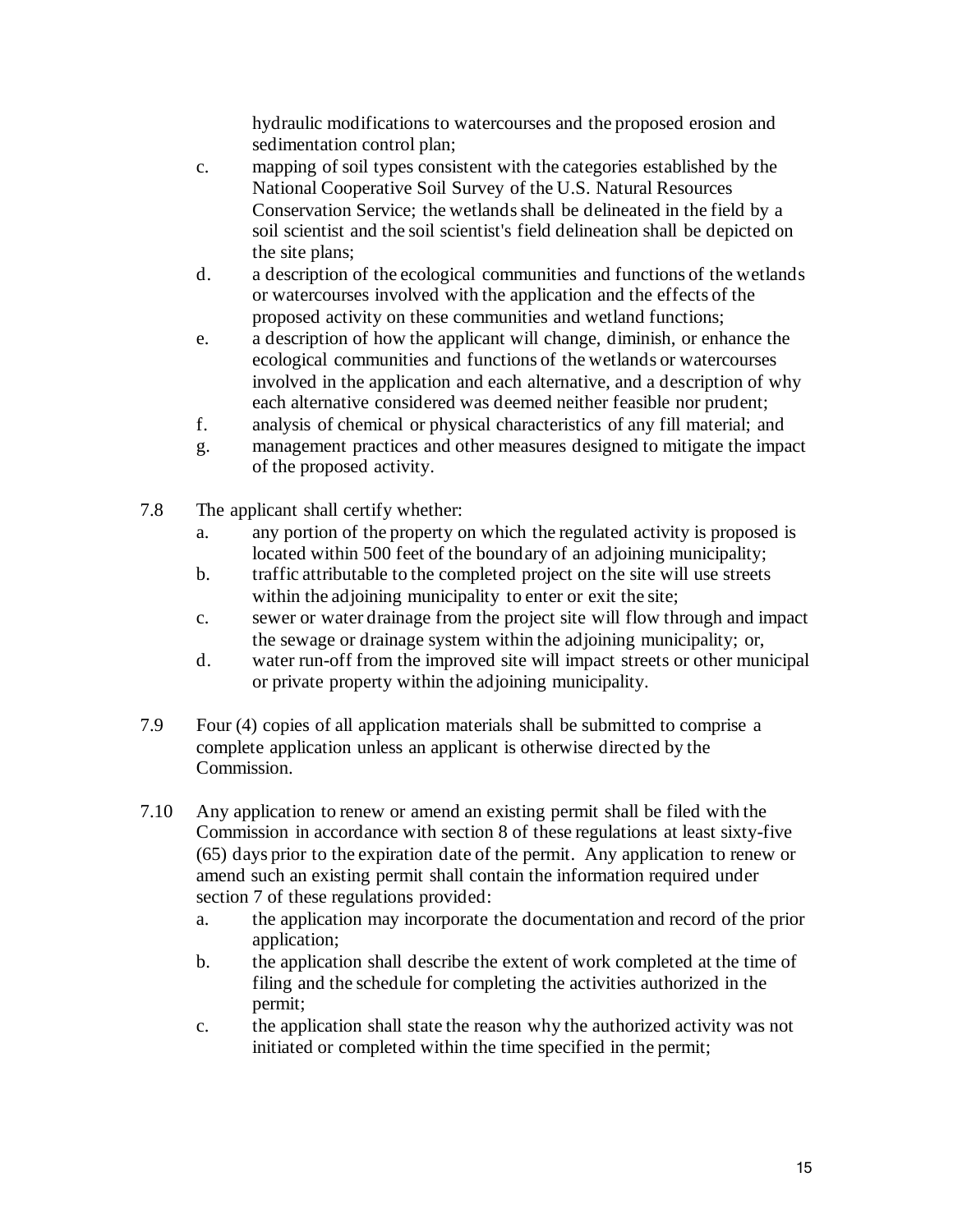hydraulic modifications to watercourses and the proposed erosion and sedimentation control plan;

c. mapping of soil types consistent with the categories established by the National Cooperative Soil Survey of the U.S. Natural Resources Conservation Service; the wetlands shall be delineated in the field by a soil scientist and the soil scientist's field delineation shall be depicted on the site plans;

d. a description of the ecological communities and functions of the wetlands or watercourses involved with the application and the effects of the proposed activity on these communities and wetland functions;

e. a description of how the applicant will change, diminish, or enhance the ecological communities and functions of the wetlands or watercourses involved in the application and each alternative, and a description of why each alternative considered was deemed neither feasible nor prudent;

f. analysis of chemical or physical characteristics of any fill material; and

g. management practices and other measures designed to mitigate the impact of the proposed activity.

7.8 The applicant shall certify whether:

a. any portion of the property on which the regulated activity is proposed is located within 500 feet of the boundary of an adjoining municipality;

b. traffic attributable to the completed project on the site will use streets within the adjoining municipality to enter or exit the site;

c. sewer or water drainage from the project site will flow through and impact the sewage or drainage system within the adjoining municipality; or,

d. water run-off from the improved site will impact streets or other municipal or private property within the adjoining municipality.

7.9 Four (4) copies of all application materials shall be submitted to comprise a complete application unless an applicant is otherwise directed by the Commission.

7.10 Any application to renew or amend an existing permit shall be filed with the Commission in accordance with section 8 of these regulations at least sixty-five (65) days prior to the expiration date of the permit. Any application to renew or amend such an existing permit shall contain the information required under section 7 of these regulations provided:

a. the application may incorporate the documentation and record of the prior application;

b. the application shall describe the extent of work completed at the time of filing and the schedule for completing the activities authorized in the permit;

c. the application shall state the reason why the authorized activity was not initiated or completed within the time specified in the permit;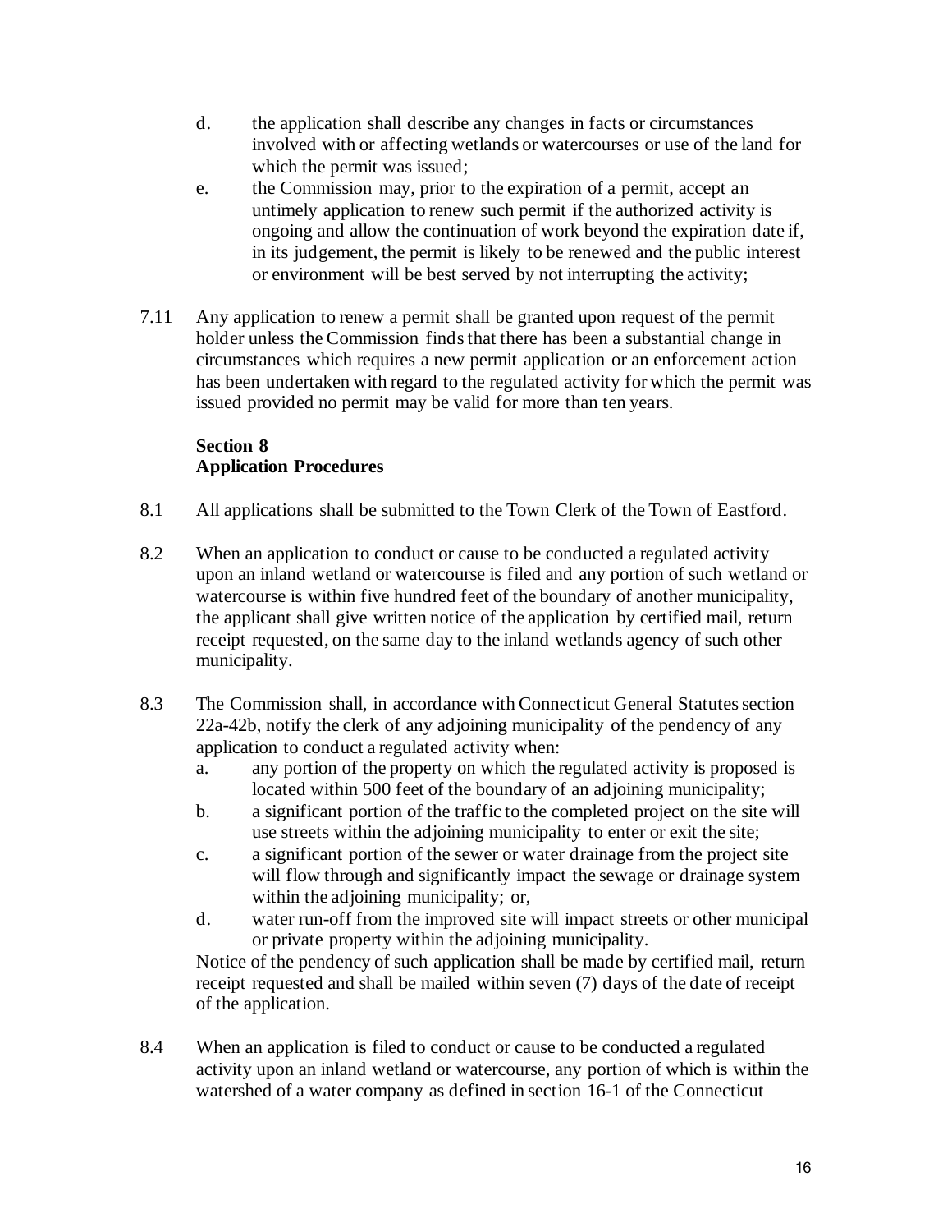d. the application shall describe any changes in facts or circumstances involved with or affecting wetlands or watercourses or use of the land for which the permit was issued;

e. the Commission may, prior to the expiration of a permit, accept an untimely application to renew such permit if the authorized activity is ongoing and allow the continuation of work beyond the expiration date if, in its judgement, the permit is likely to be renewed and the public interest or environment will be best served by not interrupting the activity;

7.11 Any application to renew a permit shall be granted upon request of the permit holder unless the Commission finds that there has been a substantial change in circumstances which requires a new permit application or an enforcement action has been undertaken with regard to the regulated activity for which the permit was issued provided no permit may be valid for more than ten years.

## Section 8
## Application Procedures

8.1 All applications shall be submitted to the Town Clerk of the Town of Eastford.

8.2 When an application to conduct or cause to be conducted a regulated activity upon an inland wetland or watercourse is filed and any portion of such wetland or watercourse is within five hundred feet of the boundary of another municipality, the applicant shall give written notice of the application by certified mail, return receipt requested, on the same day to the inland wetlands agency of such other municipality.

8.3 The Commission shall, in accordance with Connecticut General Statutes section 22a-42b, notify the clerk of any adjoining municipality of the pendency of any application to conduct a regulated activity when:

a. any portion of the property on which the regulated activity is proposed is located within 500 feet of the boundary of an adjoining municipality;

b. a significant portion of the traffic to the completed project on the site will use streets within the adjoining municipality to enter or exit the site;

c. a significant portion of the sewer or water drainage from the project site will flow through and significantly impact the sewage or drainage system within the adjoining municipality; or,

d. water run-off from the improved site will impact streets or other municipal or private property within the adjoining municipality.

Notice of the pendency of such application shall be made by certified mail, return receipt requested and shall be mailed within seven (7) days of the date of receipt of the application.

8.4 When an application is filed to conduct or cause to be conducted a regulated activity upon an inland wetland or watercourse, any portion of which is within the watershed of a water company as defined in section 16-1 of the Connecticut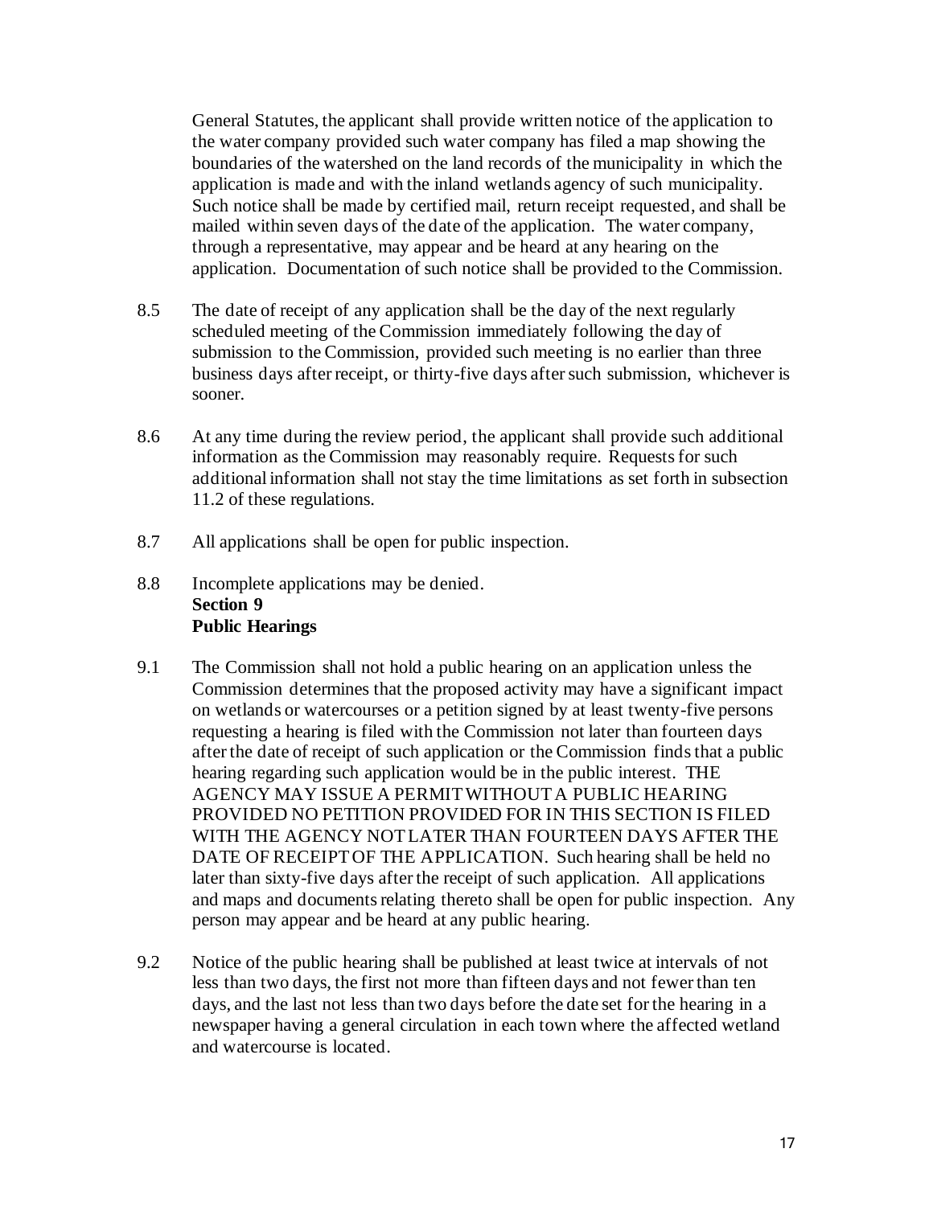General Statutes, the applicant shall provide written notice of the application to the water company provided such water company has filed a map showing the boundaries of the watershed on the land records of the municipality in which the application is made and with the inland wetlands agency of such municipality. Such notice shall be made by certified mail, return receipt requested, and shall be mailed within seven days of the date of the application. The water company, through a representative, may appear and be heard at any hearing on the application. Documentation of such notice shall be provided to the Commission.

8.5 The date of receipt of any application shall be the day of the next regularly scheduled meeting of the Commission immediately following the day of submission to the Commission, provided such meeting is no earlier than three business days after receipt, or thirty-five days after such submission, whichever is sooner.

8.6 At any time during the review period, the applicant shall provide such additional information as the Commission may reasonably require. Requests for such additional information shall not stay the time limitations as set forth in subsection 11.2 of these regulations.

8.7 All applications shall be open for public inspection.

8.8 Incomplete applications may be denied.

## Section 9
## Public Hearings

9.1 The Commission shall not hold a public hearing on an application unless the Commission determines that the proposed activity may have a significant impact on wetlands or watercourses or a petition signed by at least twenty-five persons requesting a hearing is filed with the Commission not later than fourteen days after the date of receipt of such application or the Commission finds that a public hearing regarding such application would be in the public interest. THE AGENCY MAY ISSUE A PERMIT WITHOUT A PUBLIC HEARING PROVIDED NO PETITION PROVIDED FOR IN THIS SECTION IS FILED WITH THE AGENCY NOT LATER THAN FOURTEEN DAYS AFTER THE DATE OF RECEIPT OF THE APPLICATION. Such hearing shall be held no later than sixty-five days after the receipt of such application. All applications and maps and documents relating thereto shall be open for public inspection. Any person may appear and be heard at any public hearing.

9.2 Notice of the public hearing shall be published at least twice at intervals of not less than two days, the first not more than fifteen days and not fewer than ten days, and the last not less than two days before the date set for the hearing in a newspaper having a general circulation in each town where the affected wetland and watercourse is located.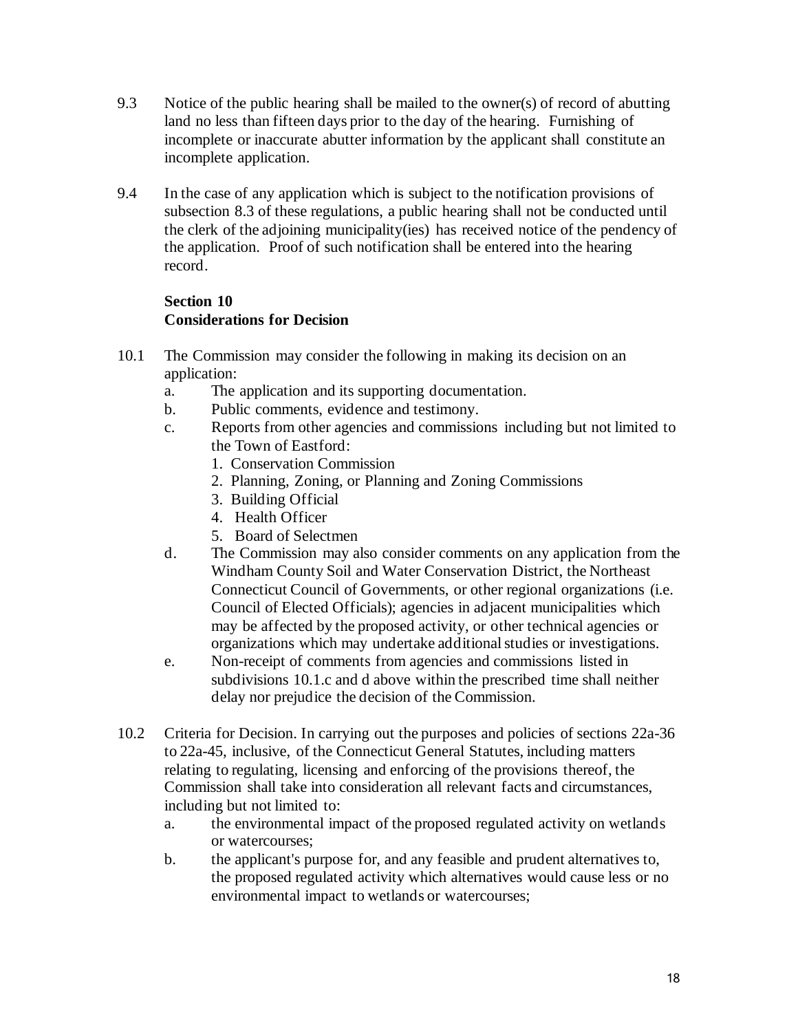9.3 Notice of the public hearing shall be mailed to the owner(s) of record of abutting land no less than fifteen days prior to the day of the hearing. Furnishing of incomplete or inaccurate abutter information by the applicant shall constitute an incomplete application.

9.4 In the case of any application which is subject to the notification provisions of subsection 8.3 of these regulations, a public hearing shall not be conducted until the clerk of the adjoining municipality(ies) has received notice of the pendency of the application. Proof of such notification shall be entered into the hearing record.

## Section 10
## Considerations for Decision

10.1 The Commission may consider the following in making its decision on an application:

a. The application and its supporting documentation.

b. Public comments, evidence and testimony.

c. Reports from other agencies and commissions including but not limited to the Town of Eastford:
   1. Conservation Commission
   2. Planning, Zoning, or Planning and Zoning Commissions
   3. Building Official
   4. Health Officer
   5. Board of Selectmen

d. The Commission may also consider comments on any application from the Windham County Soil and Water Conservation District, the Northeast Connecticut Council of Governments, or other regional organizations (i.e. Council of Elected Officials); agencies in adjacent municipalities which may be affected by the proposed activity, or other technical agencies or organizations which may undertake additional studies or investigations.

e. Non-receipt of comments from agencies and commissions listed in subdivisions 10.1.c and d above within the prescribed time shall neither delay nor prejudice the decision of the Commission.

10.2 Criteria for Decision. In carrying out the purposes and policies of sections 22a-36 to 22a-45, inclusive, of the Connecticut General Statutes, including matters relating to regulating, licensing and enforcing of the provisions thereof, the Commission shall take into consideration all relevant facts and circumstances, including but not limited to:

a. the environmental impact of the proposed regulated activity on wetlands or watercourses;

b. the applicant's purpose for, and any feasible and prudent alternatives to, the proposed regulated activity which alternatives would cause less or no environmental impact to wetlands or watercourses;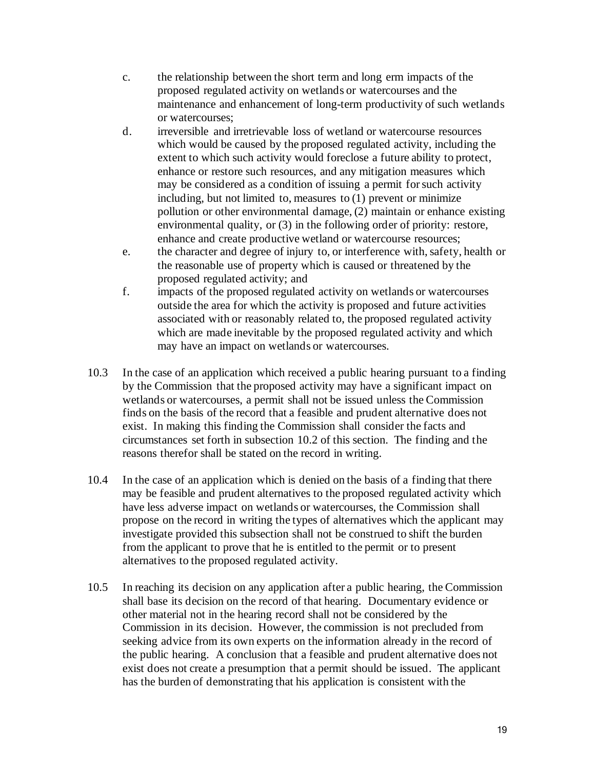c. the relationship between the short term and long erm impacts of the proposed regulated activity on wetlands or watercourses and the maintenance and enhancement of long-term productivity of such wetlands or watercourses;

d. irreversible and irretrievable loss of wetland or watercourse resources which would be caused by the proposed regulated activity, including the extent to which such activity would foreclose a future ability to protect, enhance or restore such resources, and any mitigation measures which may be considered as a condition of issuing a permit for such activity including, but not limited to, measures to (1) prevent or minimize pollution or other environmental damage, (2) maintain or enhance existing environmental quality, or (3) in the following order of priority: restore, enhance and create productive wetland or watercourse resources;

e. the character and degree of injury to, or interference with, safety, health or the reasonable use of property which is caused or threatened by the proposed regulated activity; and

f. impacts of the proposed regulated activity on wetlands or watercourses outside the area for which the activity is proposed and future activities associated with or reasonably related to, the proposed regulated activity which are made inevitable by the proposed regulated activity and which may have an impact on wetlands or watercourses.

10.3 In the case of an application which received a public hearing pursuant to a finding by the Commission that the proposed activity may have a significant impact on wetlands or watercourses, a permit shall not be issued unless the Commission finds on the basis of the record that a feasible and prudent alternative does not exist. In making this finding the Commission shall consider the facts and circumstances set forth in subsection 10.2 of this section. The finding and the reasons therefor shall be stated on the record in writing.

10.4 In the case of an application which is denied on the basis of a finding that there may be feasible and prudent alternatives to the proposed regulated activity which have less adverse impact on wetlands or watercourses, the Commission shall propose on the record in writing the types of alternatives which the applicant may investigate provided this subsection shall not be construed to shift the burden from the applicant to prove that he is entitled to the permit or to present alternatives to the proposed regulated activity.

10.5 In reaching its decision on any application after a public hearing, the Commission shall base its decision on the record of that hearing. Documentary evidence or other material not in the hearing record shall not be considered by the Commission in its decision. However, the commission is not precluded from seeking advice from its own experts on the information already in the record of the public hearing. A conclusion that a feasible and prudent alternative does not exist does not create a presumption that a permit should be issued. The applicant has the burden of demonstrating that his application is consistent with the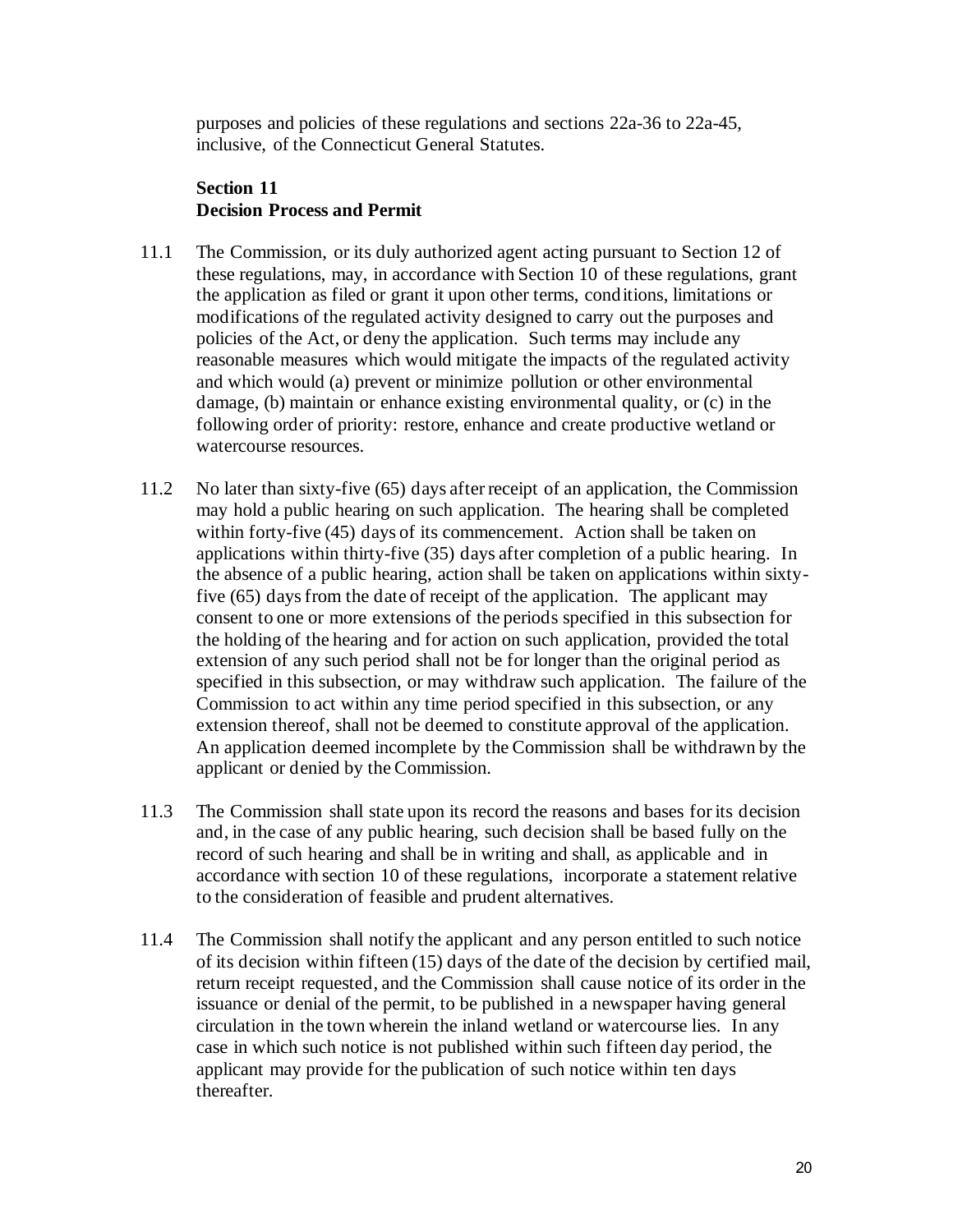purposes and policies of these regulations and sections 22a-36 to 22a-45, inclusive, of the Connecticut General Statutes.

## Section 11
## Decision Process and Permit

11.1 The Commission, or its duly authorized agent acting pursuant to Section 12 of these regulations, may, in accordance with Section 10 of these regulations, grant the application as filed or grant it upon other terms, conditions, limitations or modifications of the regulated activity designed to carry out the purposes and policies of the Act, or deny the application. Such terms may include any reasonable measures which would mitigate the impacts of the regulated activity and which would (a) prevent or minimize pollution or other environmental damage, (b) maintain or enhance existing environmental quality, or (c) in the following order of priority: restore, enhance and create productive wetland or watercourse resources.

11.2 No later than sixty-five (65) days after receipt of an application, the Commission may hold a public hearing on such application. The hearing shall be completed within forty-five (45) days of its commencement. Action shall be taken on applications within thirty-five (35) days after completion of a public hearing. In the absence of a public hearing, action shall be taken on applications within sixty-five (65) days from the date of receipt of the application. The applicant may consent to one or more extensions of the periods specified in this subsection for the holding of the hearing and for action on such application, provided the total extension of any such period shall not be for longer than the original period as specified in this subsection, or may withdraw such application. The failure of the Commission to act within any time period specified in this subsection, or any extension thereof, shall not be deemed to constitute approval of the application. An application deemed incomplete by the Commission shall be withdrawn by the applicant or denied by the Commission.

11.3 The Commission shall state upon its record the reasons and bases for its decision and, in the case of any public hearing, such decision shall be based fully on the record of such hearing and shall be in writing and shall, as applicable and in accordance with section 10 of these regulations, incorporate a statement relative to the consideration of feasible and prudent alternatives.

11.4 The Commission shall notify the applicant and any person entitled to such notice of its decision within fifteen (15) days of the date of the decision by certified mail, return receipt requested, and the Commission shall cause notice of its order in the issuance or denial of the permit, to be published in a newspaper having general circulation in the town wherein the inland wetland or watercourse lies. In any case in which such notice is not published within such fifteen day period, the applicant may provide for the publication of such notice within ten days thereafter.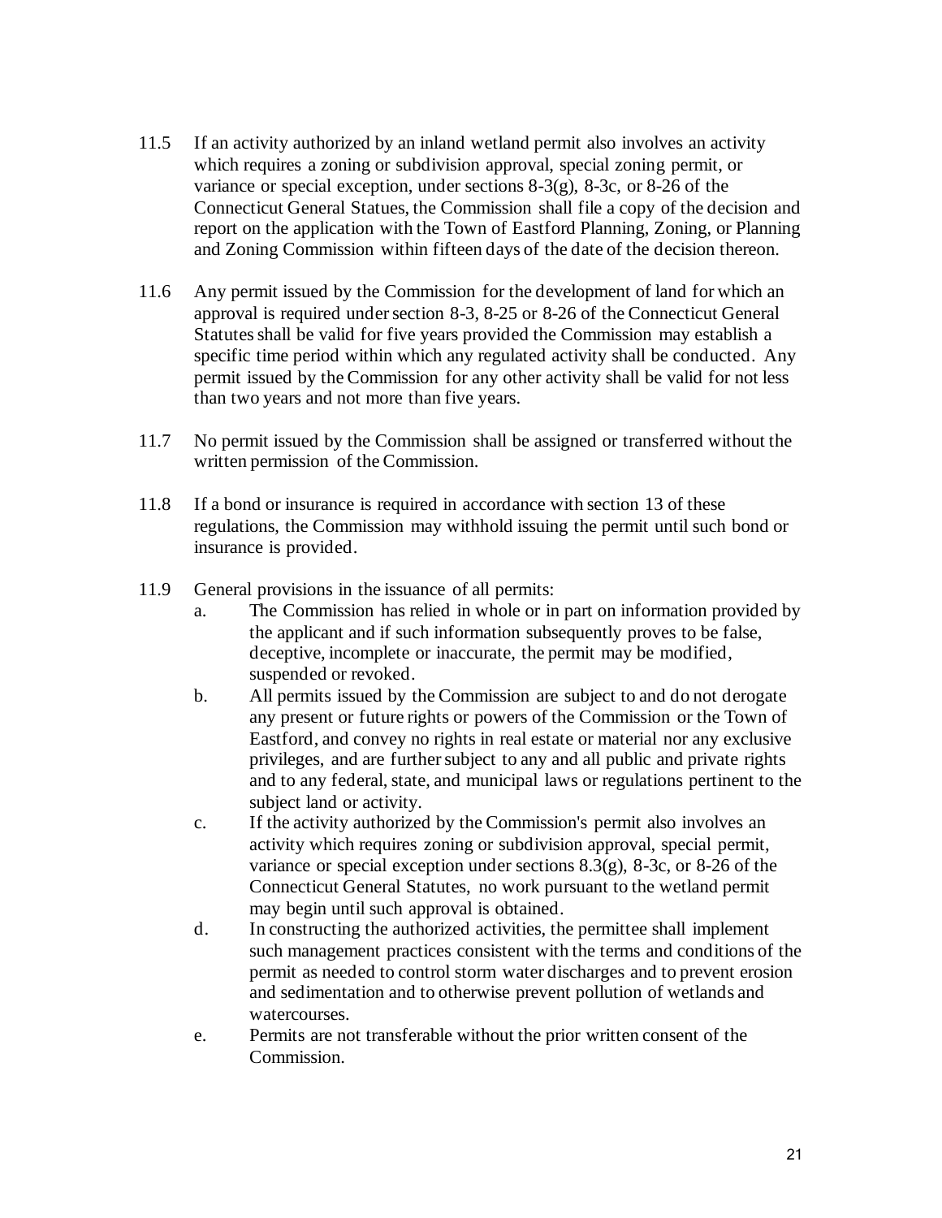11.5 If an activity authorized by an inland wetland permit also involves an activity which requires a zoning or subdivision approval, special zoning permit, or variance or special exception, under sections 8-3(g), 8-3c, or 8-26 of the Connecticut General Statues, the Commission shall file a copy of the decision and report on the application with the Town of Eastford Planning, Zoning, or Planning and Zoning Commission within fifteen days of the date of the decision thereon.

11.6 Any permit issued by the Commission for the development of land for which an approval is required under section 8-3, 8-25 or 8-26 of the Connecticut General Statutes shall be valid for five years provided the Commission may establish a specific time period within which any regulated activity shall be conducted. Any permit issued by the Commission for any other activity shall be valid for not less than two years and not more than five years.

11.7 No permit issued by the Commission shall be assigned or transferred without the written permission of the Commission.

11.8 If a bond or insurance is required in accordance with section 13 of these regulations, the Commission may withhold issuing the permit until such bond or insurance is provided.

11.9 General provisions in the issuance of all permits:

a. The Commission has relied in whole or in part on information provided by the applicant and if such information subsequently proves to be false, deceptive, incomplete or inaccurate, the permit may be modified, suspended or revoked.

b. All permits issued by the Commission are subject to and do not derogate any present or future rights or powers of the Commission or the Town of Eastford, and convey no rights in real estate or material nor any exclusive privileges, and are further subject to any and all public and private rights and to any federal, state, and municipal laws or regulations pertinent to the subject land or activity.

c. If the activity authorized by the Commission's permit also involves an activity which requires zoning or subdivision approval, special permit, variance or special exception under sections 8.3(g), 8-3c, or 8-26 of the Connecticut General Statutes, no work pursuant to the wetland permit may begin until such approval is obtained.

d. In constructing the authorized activities, the permittee shall implement such management practices consistent with the terms and conditions of the permit as needed to control storm water discharges and to prevent erosion and sedimentation and to otherwise prevent pollution of wetlands and watercourses.

e. Permits are not transferable without the prior written consent of the Commission.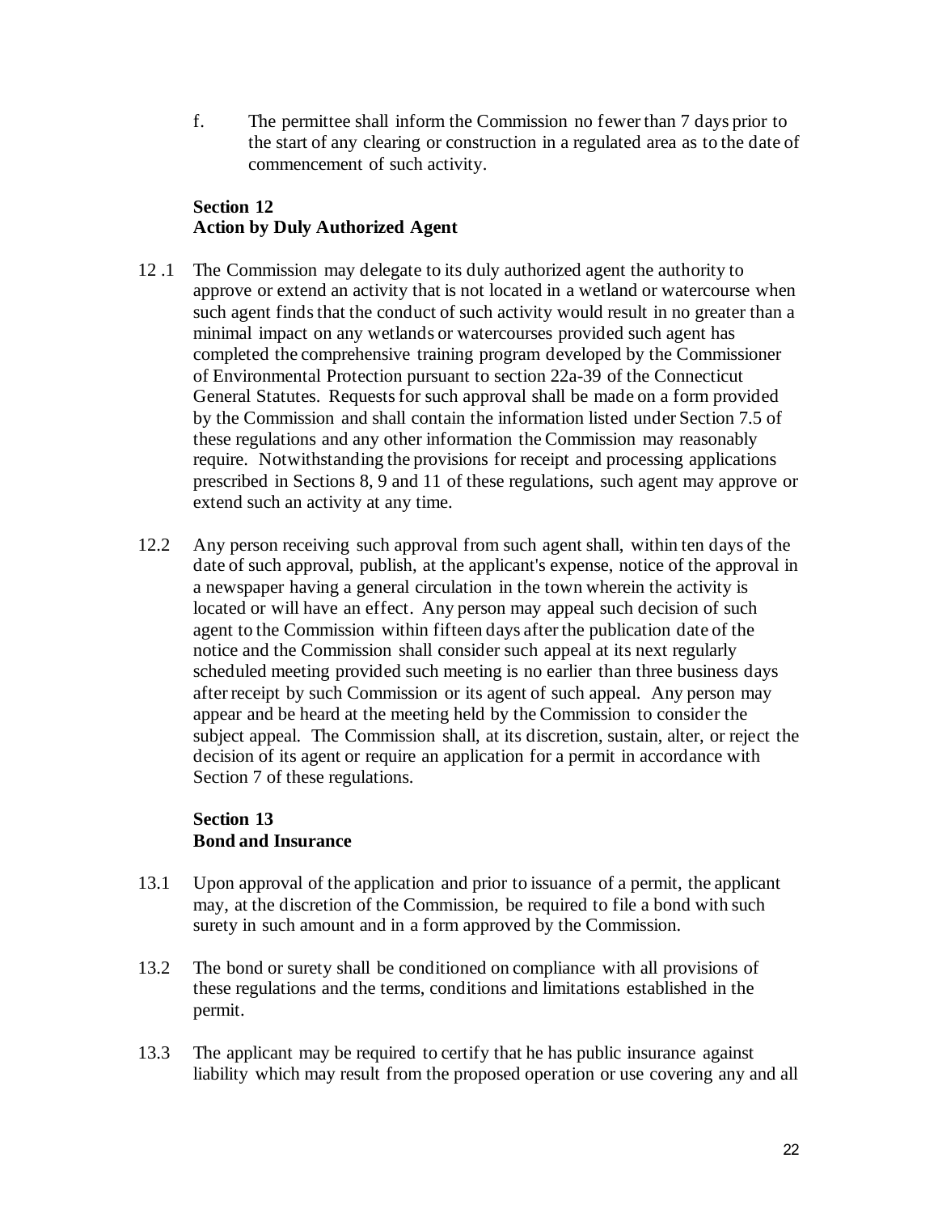f. The permittee shall inform the Commission no fewer than 7 days prior to the start of any clearing or construction in a regulated area as to the date of commencement of such activity.

## Section 12
## Action by Duly Authorized Agent

12 .1 The Commission may delegate to its duly authorized agent the authority to approve or extend an activity that is not located in a wetland or watercourse when such agent finds that the conduct of such activity would result in no greater than a minimal impact on any wetlands or watercourses provided such agent has completed the comprehensive training program developed by the Commissioner of Environmental Protection pursuant to section 22a-39 of the Connecticut General Statutes. Requests for such approval shall be made on a form provided by the Commission and shall contain the information listed under Section 7.5 of these regulations and any other information the Commission may reasonably require. Notwithstanding the provisions for receipt and processing applications prescribed in Sections 8, 9 and 11 of these regulations, such agent may approve or extend such an activity at any time.

12.2 Any person receiving such approval from such agent shall, within ten days of the date of such approval, publish, at the applicant's expense, notice of the approval in a newspaper having a general circulation in the town wherein the activity is located or will have an effect. Any person may appeal such decision of such agent to the Commission within fifteen days after the publication date of the notice and the Commission shall consider such appeal at its next regularly scheduled meeting provided such meeting is no earlier than three business days after receipt by such Commission or its agent of such appeal. Any person may appear and be heard at the meeting held by the Commission to consider the subject appeal. The Commission shall, at its discretion, sustain, alter, or reject the decision of its agent or require an application for a permit in accordance with Section 7 of these regulations.

## Section 13
## Bond and Insurance

13.1 Upon approval of the application and prior to issuance of a permit, the applicant may, at the discretion of the Commission, be required to file a bond with such surety in such amount and in a form approved by the Commission.

13.2 The bond or surety shall be conditioned on compliance with all provisions of these regulations and the terms, conditions and limitations established in the permit.

13.3 The applicant may be required to certify that he has public insurance against liability which may result from the proposed operation or use covering any and all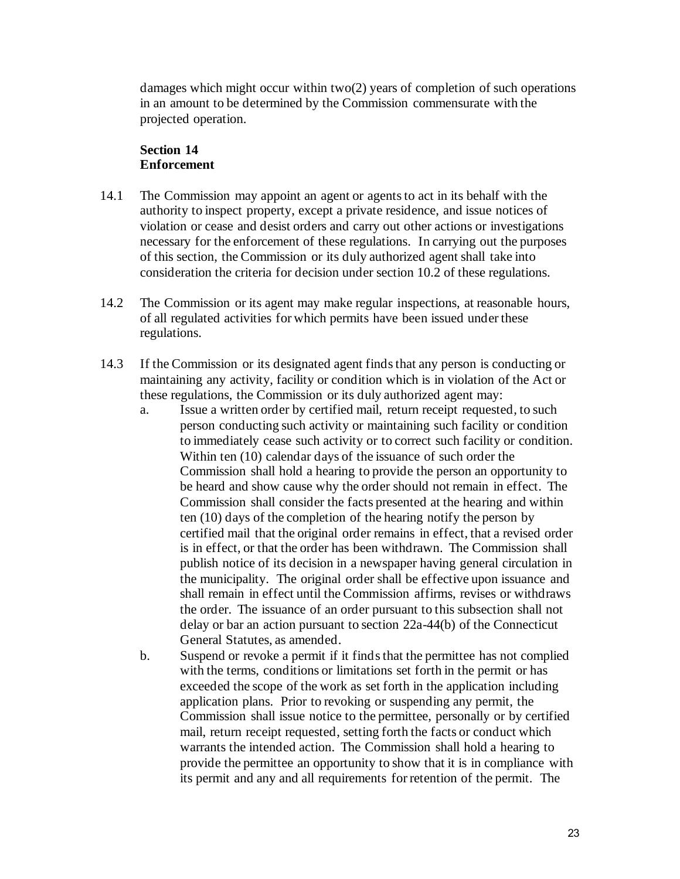damages which might occur within two(2) years of completion of such operations in an amount to be determined by the Commission commensurate with the projected operation.

## Section 14
## Enforcement

14.1 The Commission may appoint an agent or agents to act in its behalf with the authority to inspect property, except a private residence, and issue notices of violation or cease and desist orders and carry out other actions or investigations necessary for the enforcement of these regulations. In carrying out the purposes of this section, the Commission or its duly authorized agent shall take into consideration the criteria for decision under section 10.2 of these regulations.

14.2 The Commission or its agent may make regular inspections, at reasonable hours, of all regulated activities for which permits have been issued under these regulations.

14.3 If the Commission or its designated agent finds that any person is conducting or maintaining any activity, facility or condition which is in violation of the Act or these regulations, the Commission or its duly authorized agent may:

a. Issue a written order by certified mail, return receipt requested, to such person conducting such activity or maintaining such facility or condition to immediately cease such activity or to correct such facility or condition. Within ten (10) calendar days of the issuance of such order the Commission shall hold a hearing to provide the person an opportunity to be heard and show cause why the order should not remain in effect. The Commission shall consider the facts presented at the hearing and within ten (10) days of the completion of the hearing notify the person by certified mail that the original order remains in effect, that a revised order is in effect, or that the order has been withdrawn. The Commission shall publish notice of its decision in a newspaper having general circulation in the municipality. The original order shall be effective upon issuance and shall remain in effect until the Commission affirms, revises or withdraws the order. The issuance of an order pursuant to this subsection shall not delay or bar an action pursuant to section 22a-44(b) of the Connecticut General Statutes, as amended.

b. Suspend or revoke a permit if it finds that the permittee has not complied with the terms, conditions or limitations set forth in the permit or has exceeded the scope of the work as set forth in the application including application plans. Prior to revoking or suspending any permit, the Commission shall issue notice to the permittee, personally or by certified mail, return receipt requested, setting forth the facts or conduct which warrants the intended action. The Commission shall hold a hearing to provide the permittee an opportunity to show that it is in compliance with its permit and any and all requirements for retention of the permit. The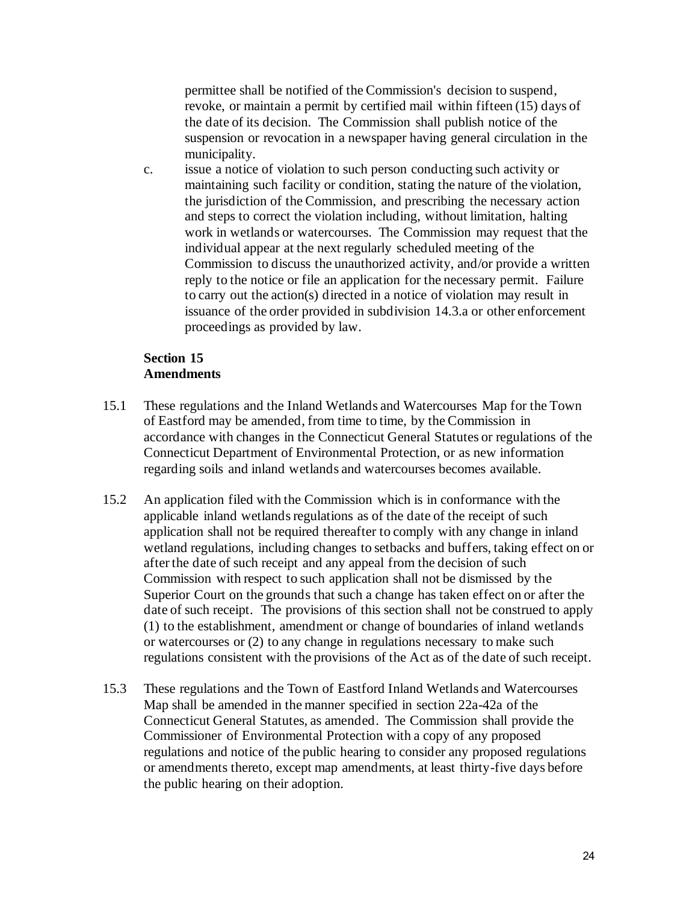permittee shall be notified of the Commission's decision to suspend, revoke, or maintain a permit by certified mail within fifteen (15) days of the date of its decision. The Commission shall publish notice of the suspension or revocation in a newspaper having general circulation in the municipality.

c. issue a notice of violation to such person conducting such activity or maintaining such facility or condition, stating the nature of the violation, the jurisdiction of the Commission, and prescribing the necessary action and steps to correct the violation including, without limitation, halting work in wetlands or watercourses. The Commission may request that the individual appear at the next regularly scheduled meeting of the Commission to discuss the unauthorized activity, and/or provide a written reply to the notice or file an application for the necessary permit. Failure to carry out the action(s) directed in a notice of violation may result in issuance of the order provided in subdivision 14.3.a or other enforcement proceedings as provided by law.

## Section 15
## Amendments

15.1 These regulations and the Inland Wetlands and Watercourses Map for the Town of Eastford may be amended, from time to time, by the Commission in accordance with changes in the Connecticut General Statutes or regulations of the Connecticut Department of Environmental Protection, or as new information regarding soils and inland wetlands and watercourses becomes available.

15.2 An application filed with the Commission which is in conformance with the applicable inland wetlands regulations as of the date of the receipt of such application shall not be required thereafter to comply with any change in inland wetland regulations, including changes to setbacks and buffers, taking effect on or after the date of such receipt and any appeal from the decision of such Commission with respect to such application shall not be dismissed by the Superior Court on the grounds that such a change has taken effect on or after the date of such receipt. The provisions of this section shall not be construed to apply (1) to the establishment, amendment or change of boundaries of inland wetlands or watercourses or (2) to any change in regulations necessary to make such regulations consistent with the provisions of the Act as of the date of such receipt.

15.3 These regulations and the Town of Eastford Inland Wetlands and Watercourses Map shall be amended in the manner specified in section 22a-42a of the Connecticut General Statutes, as amended. The Commission shall provide the Commissioner of Environmental Protection with a copy of any proposed regulations and notice of the public hearing to consider any proposed regulations or amendments thereto, except map amendments, at least thirty-five days before the public hearing on their adoption.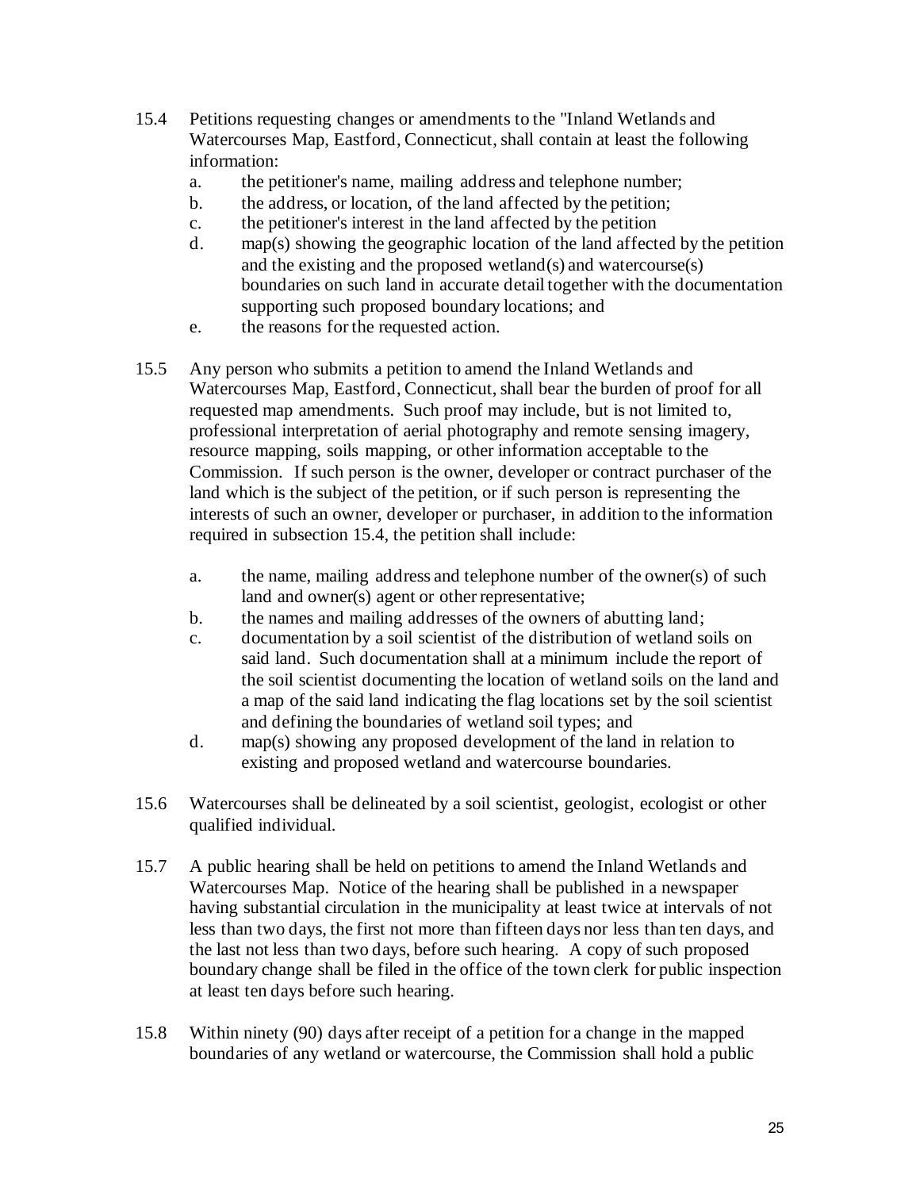15.4 Petitions requesting changes or amendments to the "Inland Wetlands and Watercourses Map, Eastford, Connecticut, shall contain at least the following information:

   a. the petitioner's name, mailing address and telephone number;
   b. the address, or location, of the land affected by the petition;
   c. the petitioner's interest in the land affected by the petition
   d. map(s) showing the geographic location of the land affected by the petition and the existing and the proposed wetland(s) and watercourse(s) boundaries on such land in accurate detail together with the documentation supporting such proposed boundary locations; and
   e. the reasons for the requested action.

15.5 Any person who submits a petition to amend the Inland Wetlands and Watercourses Map, Eastford, Connecticut, shall bear the burden of proof for all requested map amendments. Such proof may include, but is not limited to, professional interpretation of aerial photography and remote sensing imagery, resource mapping, soils mapping, or other information acceptable to the Commission. If such person is the owner, developer or contract purchaser of the land which is the subject of the petition, or if such person is representing the interests of such an owner, developer or purchaser, in addition to the information required in subsection 15.4, the petition shall include:

   a. the name, mailing address and telephone number of the owner(s) of such land and owner(s) agent or other representative;
   b. the names and mailing addresses of the owners of abutting land;
   c. documentation by a soil scientist of the distribution of wetland soils on said land. Such documentation shall at a minimum include the report of the soil scientist documenting the location of wetland soils on the land and a map of the said land indicating the flag locations set by the soil scientist and defining the boundaries of wetland soil types; and
   d. map(s) showing any proposed development of the land in relation to existing and proposed wetland and watercourse boundaries.

15.6 Watercourses shall be delineated by a soil scientist, geologist, ecologist or other qualified individual.

15.7 A public hearing shall be held on petitions to amend the Inland Wetlands and Watercourses Map. Notice of the hearing shall be published in a newspaper having substantial circulation in the municipality at least twice at intervals of not less than two days, the first not more than fifteen days nor less than ten days, and the last not less than two days, before such hearing. A copy of such proposed boundary change shall be filed in the office of the town clerk for public inspection at least ten days before such hearing.

15.8 Within ninety (90) days after receipt of a petition for a change in the mapped boundaries of any wetland or watercourse, the Commission shall hold a public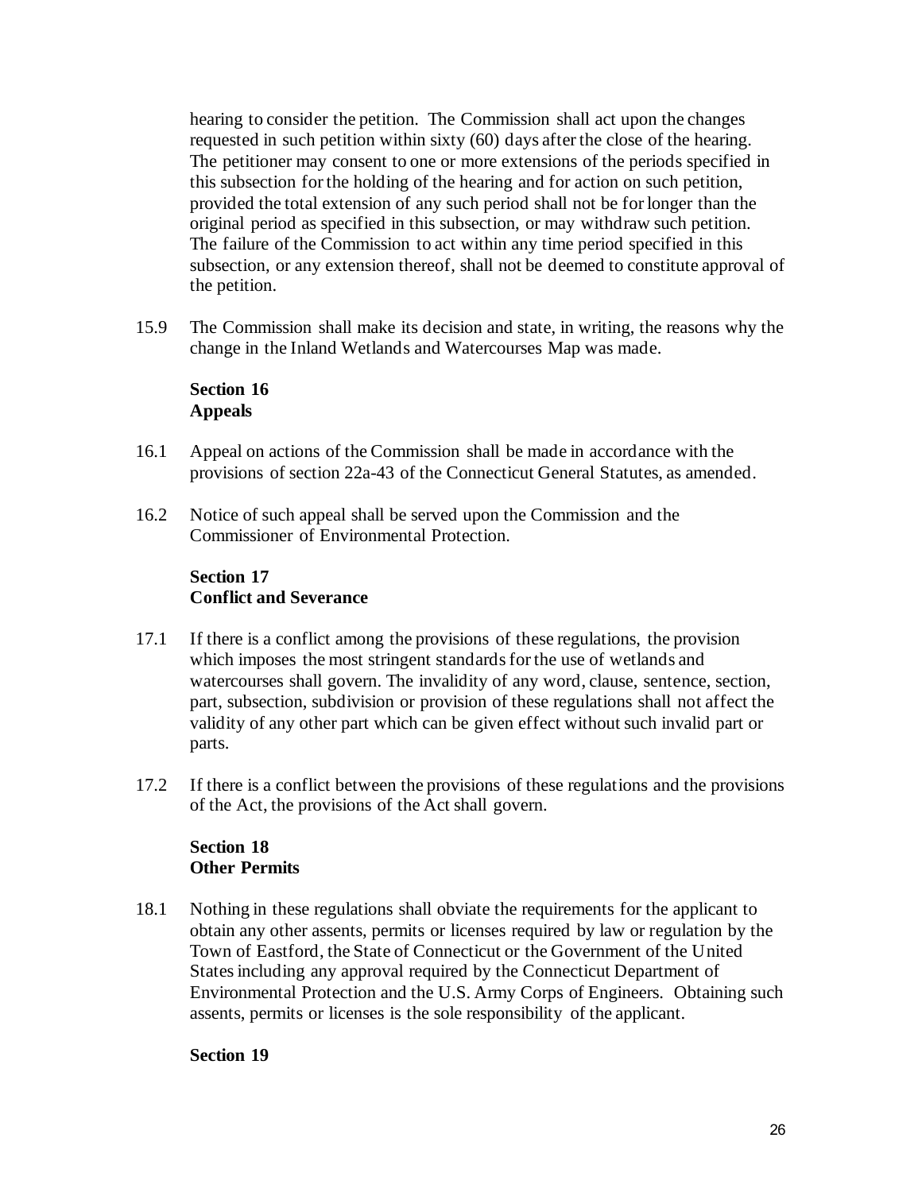hearing to consider the petition. The Commission shall act upon the changes requested in such petition within sixty (60) days after the close of the hearing. The petitioner may consent to one or more extensions of the periods specified in this subsection for the holding of the hearing and for action on such petition, provided the total extension of any such period shall not be for longer than the original period as specified in this subsection, or may withdraw such petition. The failure of the Commission to act within any time period specified in this subsection, or any extension thereof, shall not be deemed to constitute approval of the petition.

15.9 The Commission shall make its decision and state, in writing, the reasons why the change in the Inland Wetlands and Watercourses Map was made.

## Section 16
## Appeals

16.1 Appeal on actions of the Commission shall be made in accordance with the provisions of section 22a-43 of the Connecticut General Statutes, as amended.

16.2 Notice of such appeal shall be served upon the Commission and the Commissioner of Environmental Protection.

## Section 17
## Conflict and Severance

17.1 If there is a conflict among the provisions of these regulations, the provision which imposes the most stringent standards for the use of wetlands and watercourses shall govern. The invalidity of any word, clause, sentence, section, part, subsection, subdivision or provision of these regulations shall not affect the validity of any other part which can be given effect without such invalid part or parts.

17.2 If there is a conflict between the provisions of these regulations and the provisions of the Act, the provisions of the Act shall govern.

## Section 18
## Other Permits

18.1 Nothing in these regulations shall obviate the requirements for the applicant to obtain any other assents, permits or licenses required by law or regulation by the Town of Eastford, the State of Connecticut or the Government of the United States including any approval required by the Connecticut Department of Environmental Protection and the U.S. Army Corps of Engineers. Obtaining such assents, permits or licenses is the sole responsibility of the applicant.

## Section 19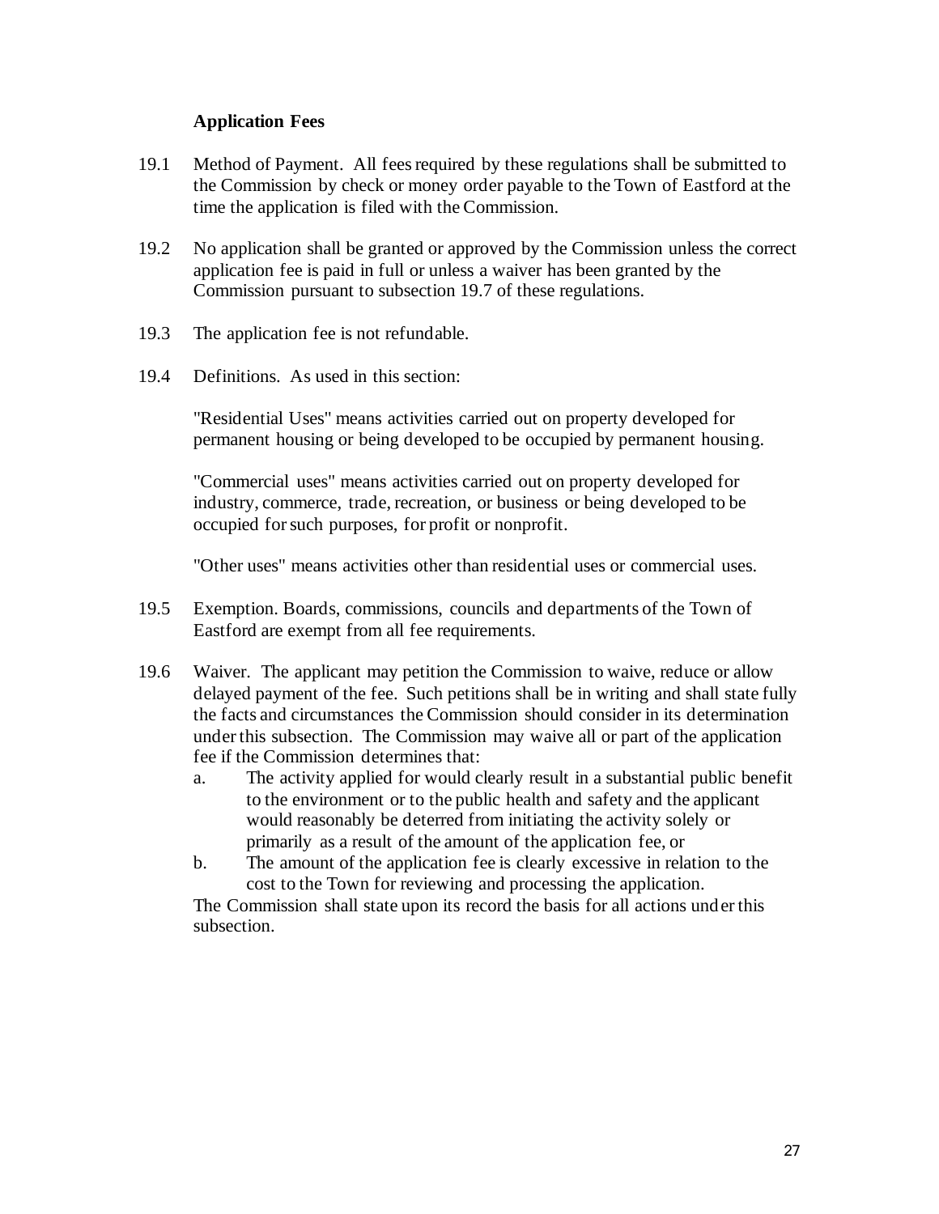## Application Fees

19.1 Method of Payment. All fees required by these regulations shall be submitted to the Commission by check or money order payable to the Town of Eastford at the time the application is filed with the Commission.

19.2 No application shall be granted or approved by the Commission unless the correct application fee is paid in full or unless a waiver has been granted by the Commission pursuant to subsection 19.7 of these regulations.

19.3 The application fee is not refundable.

19.4 Definitions. As used in this section:

"Residential Uses" means activities carried out on property developed for permanent housing or being developed to be occupied by permanent housing.

"Commercial uses" means activities carried out on property developed for industry, commerce, trade, recreation, or business or being developed to be occupied for such purposes, for profit or nonprofit.

"Other uses" means activities other than residential uses or commercial uses.

19.5 Exemption. Boards, commissions, councils and departments of the Town of Eastford are exempt from all fee requirements.

19.6 Waiver. The applicant may petition the Commission to waive, reduce or allow delayed payment of the fee. Such petitions shall be in writing and shall state fully the facts and circumstances the Commission should consider in its determination under this subsection. The Commission may waive all or part of the application fee if the Commission determines that:

a. The activity applied for would clearly result in a substantial public benefit to the environment or to the public health and safety and the applicant would reasonably be deterred from initiating the activity solely or primarily as a result of the amount of the application fee, or
b. The amount of the application fee is clearly excessive in relation to the cost to the Town for reviewing and processing the application.

The Commission shall state upon its record the basis for all actions under this subsection.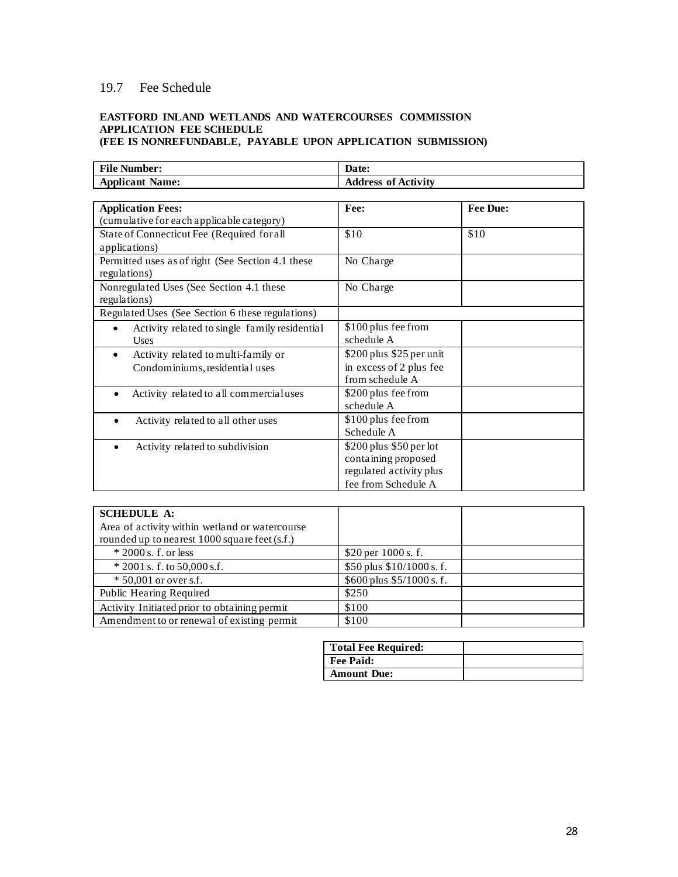## 19.7 Fee Schedule

**EASTFORD INLAND WETLANDS AND WATERCOURSES COMMISSION**
**APPLICATION FEE SCHEDULE**
**(FEE IS NONREFUNDABLE, PAYABLE UPON APPLICATION SUBMISSION)**

| **File Number:** | **Date:** |
|---|---|
| **Applicant Name:** | **Address of Activity** |

| **Application Fees:** (cumulative for each applicable category) | **Fee:** | **Fee Due:** |
|---|---|---|
| State of Connecticut Fee (Required for all applications) | $10 | $10 |
| Permitted uses as of right (See Section 4.1 these regulations) | No Charge | |
| Nonregulated Uses (See Section 4.1 these regulations) | No Charge | |
| Regulated Uses (See Section 6 these regulations) | | |
| • Activity related to single family residential Uses | $100 plus fee from schedule A | |
| • Activity related to multi-family or Condominiums, residential uses | $200 plus $25 per unit in excess of 2 plus fee from schedule A | |
| • Activity related to all commercial uses | $200 plus fee from schedule A | |
| • Activity related to all other uses | $100 plus fee from Schedule A | |
| • Activity related to subdivision | $200 plus $50 per lot containing proposed regulated activity plus fee from Schedule A | |

| **SCHEDULE A:** Area of activity within wetland or watercourse rounded up to nearest 1000 square feet (s.f.) | | |
|---|---|---|
| * 2000 s. f. or less | $20 per 1000 s. f. | |
| * 2001 s. f. to 50,000 s.f. | $50 plus $10/1000 s. f. | |
| * 50,001 or over s.f. | $600 plus $5/1000 s. f. | |
| Public Hearing Required | $250 | |
| Activity Initiated prior to obtaining permit | $100 | |
| Amendment to or renewal of existing permit | $100 | |

| **Total Fee Required:** | |
|---|---|
| **Fee Paid:** | |
| **Amount Due:** | |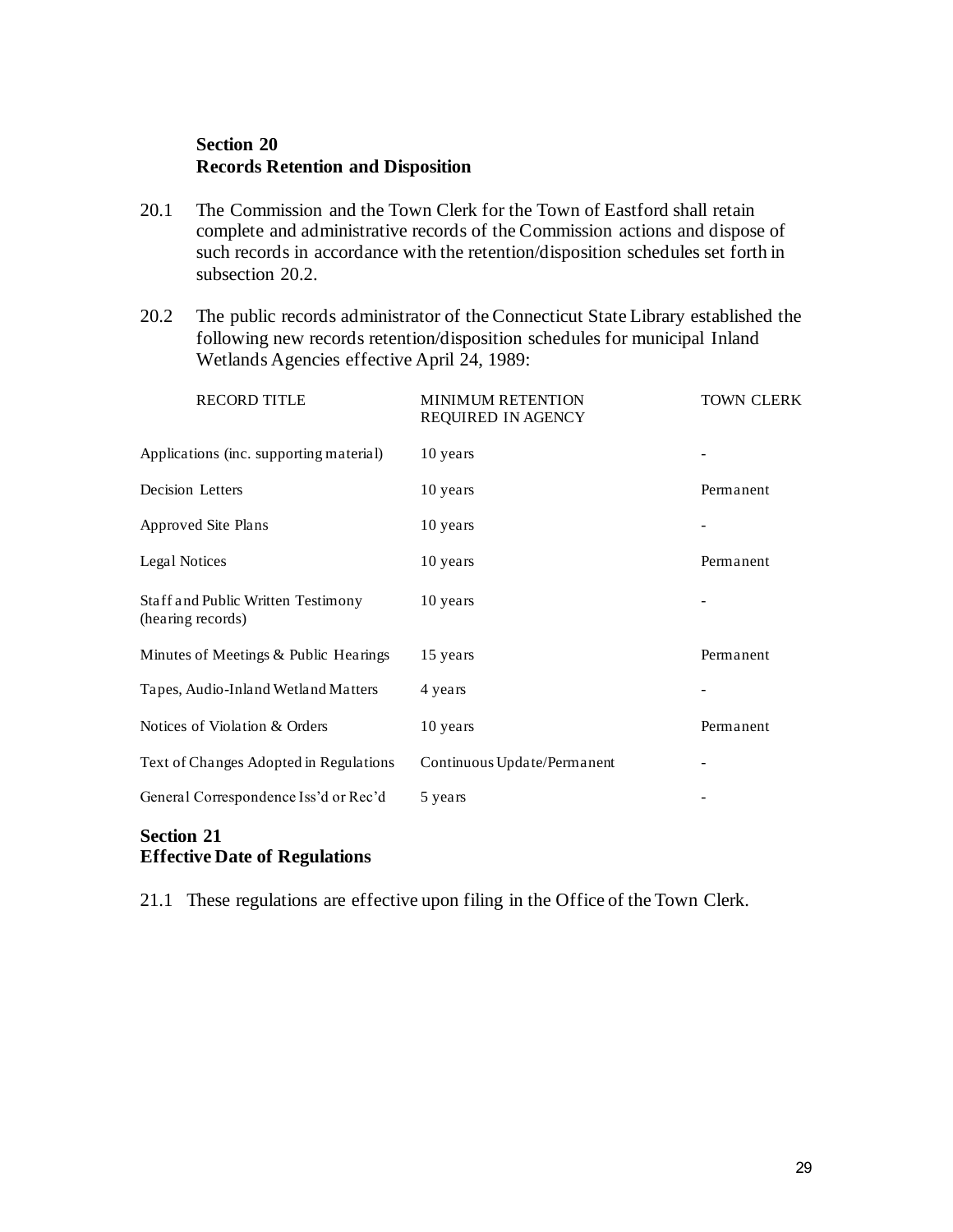## Section 20
## Records Retention and Disposition

20.1 The Commission and the Town Clerk for the Town of Eastford shall retain complete and administrative records of the Commission actions and dispose of such records in accordance with the retention/disposition schedules set forth in subsection 20.2.

20.2 The public records administrator of the Connecticut State Library established the following new records retention/disposition schedules for municipal Inland Wetlands Agencies effective April 24, 1989:

| RECORD TITLE | MINIMUM RETENTION REQUIRED IN AGENCY | TOWN CLERK |
|---|---|---|
| Applications (inc. supporting material) | 10 years | - |
| Decision Letters | 10 years | Permanent |
| Approved Site Plans | 10 years | - |
| Legal Notices | 10 years | Permanent |
| Staff and Public Written Testimony (hearing records) | 10 years | - |
| Minutes of Meetings & Public Hearings | 15 years | Permanent |
| Tapes, Audio-Inland Wetland Matters | 4 years | - |
| Notices of Violation & Orders | 10 years | Permanent |
| Text of Changes Adopted in Regulations | Continuous Update/Permanent | - |
| General Correspondence Iss'd or Rec'd | 5 years | - |

## Section 21
## Effective Date of Regulations

21.1 These regulations are effective upon filing in the Office of the Town Clerk.